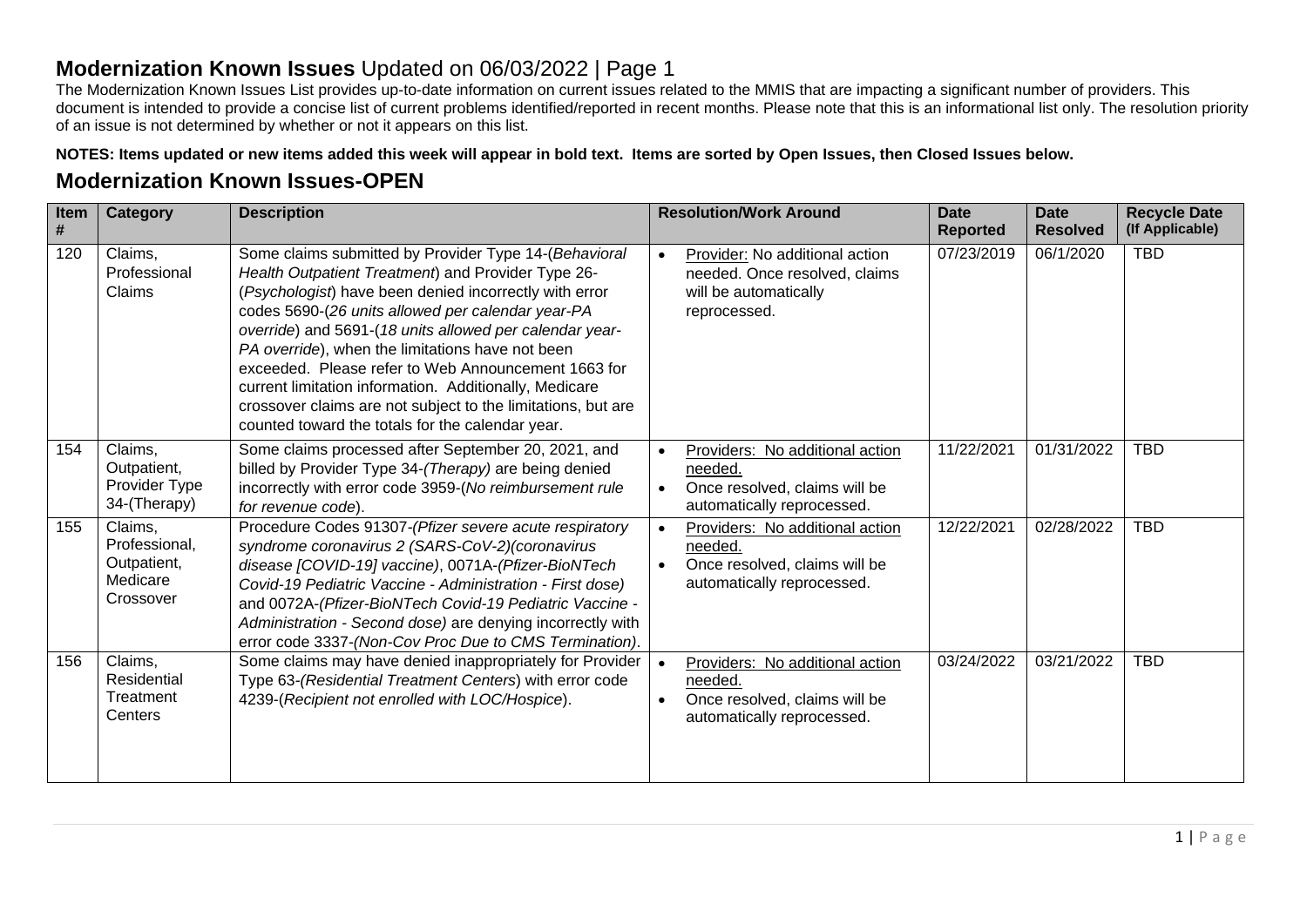# **Modernization Known Issues** Updated on 06/03/2022 | Page 1

The Modernization Known Issues List provides up-to-date information on current issues related to the MMIS that are impacting a significant number of providers. This document is intended to provide a concise list of current problems identified/reported in recent months. Please note that this is an informational list only. The resolution priority of an issue is not determined by whether or not it appears on this list.

**NOTES: Items updated or new items added this week will appear in bold text. Items are sorted by Open Issues, then Closed Issues below.**

## **Modernization Known Issues-OPEN**

| Item # | Category | Description | Resolution/Work Around | Date Reported | Date Resolved | Recycle Date (If Applicable) |
|---|---|---|---|---|---|---|
| 120 | Claims, Professional Claims | Some claims submitted by Provider Type 14-(*Behavioral Health Outpatient Treatment*) and Provider Type 26-(*Psychologist*) have been denied incorrectly with error codes 5690-(*26 units allowed per calendar year-PA override*) and 5691-(*18 units allowed per calendar year-PA override*), when the limitations have not been exceeded. Please refer to Web Announcement 1663 for current limitation information. Additionally, Medicare crossover claims are not subject to the limitations, but are counted toward the totals for the calendar year. | • Provider: No additional action needed. Once resolved, claims will be automatically reprocessed. | 07/23/2019 | 06/1/2020 | TBD |
| 154 | Claims, Outpatient, Provider Type 34-(Therapy) | Some claims processed after September 20, 2021, and billed by Provider Type 34-*(Therapy)* are being denied incorrectly with error code 3959-(*No reimbursement rule for revenue code*). | • Providers: No additional action needed.<br>• Once resolved, claims will be automatically reprocessed. | 11/22/2021 | 01/31/2022 | TBD |
| 155 | Claims, Professional, Outpatient, Medicare Crossover | Procedure Codes 91307-*(Pfizer severe acute respiratory syndrome coronavirus 2 (SARS-CoV-2)(coronavirus disease [COVID-19] vaccine)*, 0071A-*(Pfizer-BioNTech Covid-19 Pediatric Vaccine - Administration - First dose)* and 0072A-*(Pfizer-BioNTech Covid-19 Pediatric Vaccine - Administration - Second dose)* are denying incorrectly with error code 3337-*(Non-Cov Proc Due to CMS Termination)*. | • Providers: No additional action needed.<br>• Once resolved, claims will be automatically reprocessed. | 12/22/2021 | 02/28/2022 | TBD |
| 156 | Claims, Residential Treatment Centers | Some claims may have denied inappropriately for Provider Type 63-(*Residential Treatment Centers*) with error code 4239-(*Recipient not enrolled with LOC/Hospice*). | • Providers: No additional action needed.<br>• Once resolved, claims will be automatically reprocessed. | 03/24/2022 | 03/21/2022 | TBD |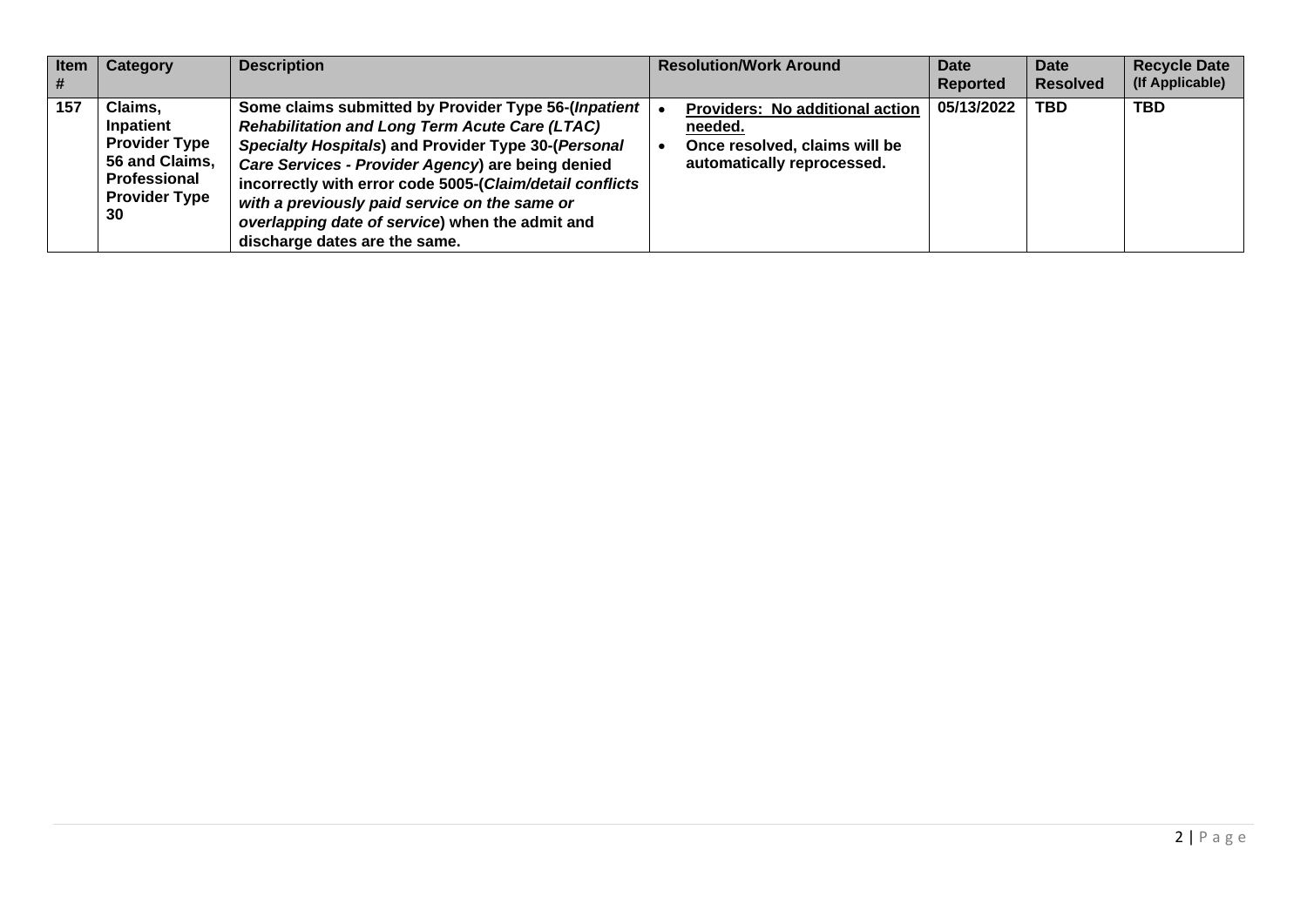| Item # | Category | Description | Resolution/Work Around | Date Reported | Date Resolved | Recycle Date (If Applicable) |
|---|---|---|---|---|---|---|
| **157** | **Claims, Inpatient Provider Type 56 and Claims, Professional Provider Type 30** | **Some claims submitted by Provider Type 56-(*Inpatient Rehabilitation and Long Term Acute Care (LTAC) Specialty Hospitals*) and Provider Type 30-(*Personal Care Services - Provider Agency*) are being denied incorrectly with error code 5005-(*Claim/detail conflicts with a previously paid service on the same or overlapping date of service*) when the admit and discharge dates are the same.** | • **Providers: No additional action needed.**<br>• **Once resolved, claims will be automatically reprocessed.** | **05/13/2022** | **TBD** | **TBD** |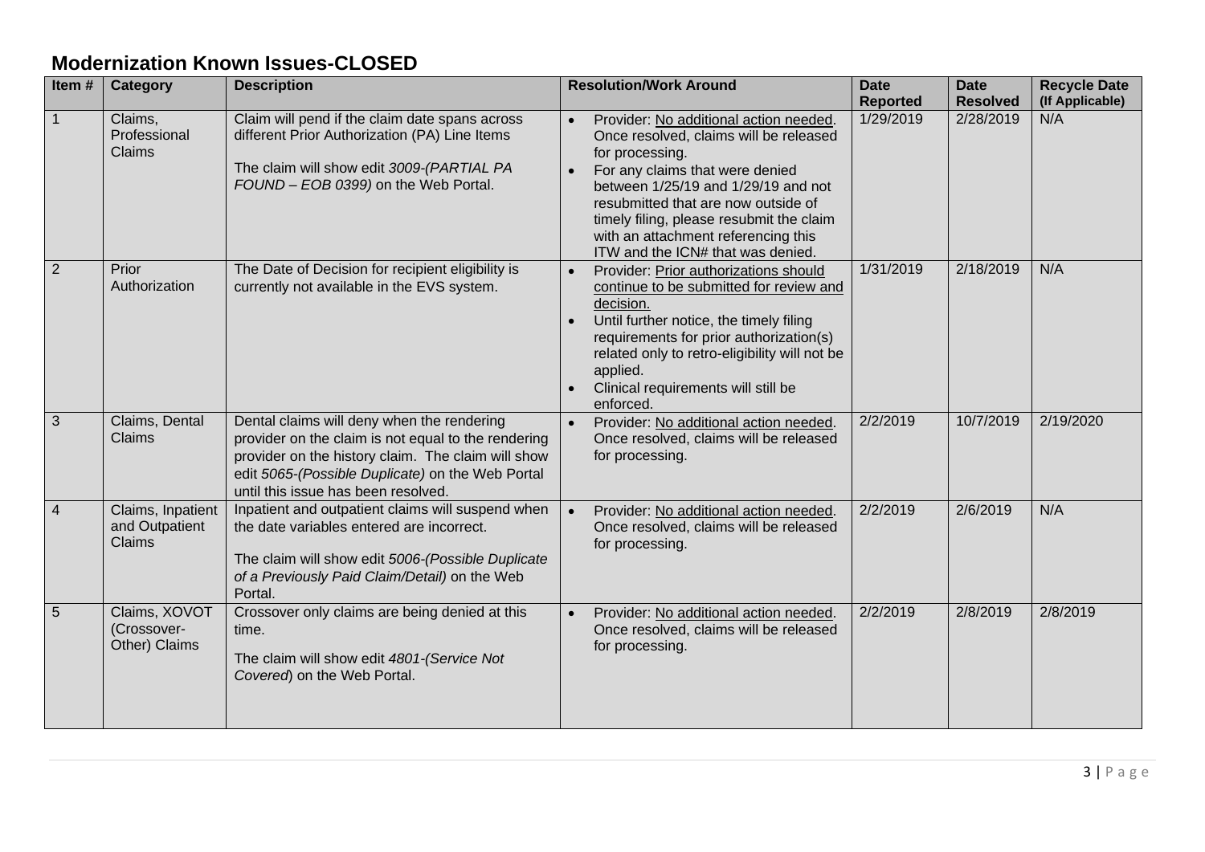## Modernization Known Issues-CLOSED

| Item # | Category | Description | Resolution/Work Around | Date Reported | Date Resolved | Recycle Date (If Applicable) |
|---|---|---|---|---|---|---|
| 1 | Claims, Professional Claims | Claim will pend if the claim date spans across different Prior Authorization (PA) Line Items<br><br>The claim will show edit *3009-(PARTIAL PA FOUND – EOB 0399)* on the Web Portal. | • Provider: No additional action needed. Once resolved, claims will be released for processing.<br>• For any claims that were denied between 1/25/19 and 1/29/19 and not resubmitted that are now outside of timely filing, please resubmit the claim with an attachment referencing this ITW and the ICN# that was denied. | 1/29/2019 | 2/28/2019 | N/A |
| 2 | Prior Authorization | The Date of Decision for recipient eligibility is currently not available in the EVS system. | • Provider: Prior authorizations should continue to be submitted for review and decision.<br>• Until further notice, the timely filing requirements for prior authorization(s) related only to retro-eligibility will not be applied.<br>• Clinical requirements will still be enforced. | 1/31/2019 | 2/18/2019 | N/A |
| 3 | Claims, Dental Claims | Dental claims will deny when the rendering provider on the claim is not equal to the rendering provider on the history claim. The claim will show edit *5065-(Possible Duplicate)* on the Web Portal until this issue has been resolved. | • Provider: No additional action needed. Once resolved, claims will be released for processing. | 2/2/2019 | 10/7/2019 | 2/19/2020 |
| 4 | Claims, Inpatient and Outpatient Claims | Inpatient and outpatient claims will suspend when the date variables entered are incorrect.<br><br>The claim will show edit *5006-(Possible Duplicate of a Previously Paid Claim/Detail)* on the Web Portal. | • Provider: No additional action needed. Once resolved, claims will be released for processing. | 2/2/2019 | 2/6/2019 | N/A |
| 5 | Claims, XOVOT (Crossover-Other) Claims | Crossover only claims are being denied at this time.<br><br>The claim will show edit *4801-(Service Not Covered*) on the Web Portal. | • Provider: No additional action needed. Once resolved, claims will be released for processing. | 2/2/2019 | 2/8/2019 | 2/8/2019 |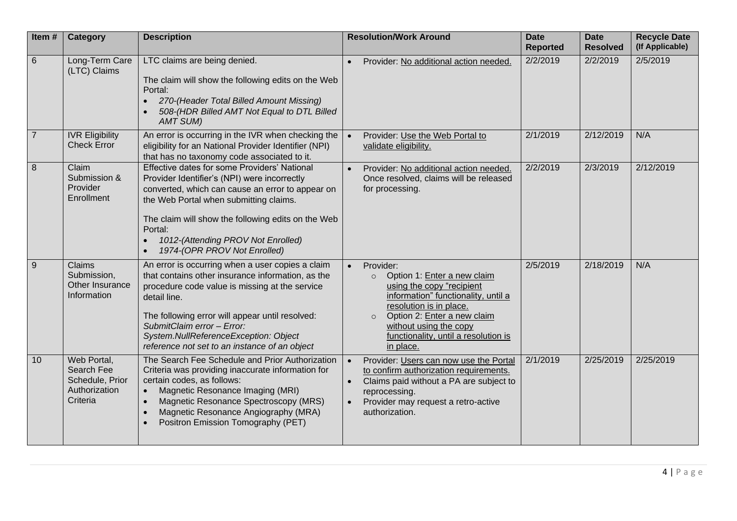| Item # | Category | Description | Resolution/Work Around | Date Reported | Date Resolved | Recycle Date (If Applicable) |
|---|---|---|---|---|---|---|
| 6 | Long-Term Care (LTC) Claims | LTC claims are being denied.<br><br>The claim will show the following edits on the Web Portal:<br>• *270-(Header Total Billed Amount Missing)*<br>• *508-(HDR Billed AMT Not Equal to DTL Billed AMT SUM)* | • Provider: No additional action needed. | 2/2/2019 | 2/2/2019 | 2/5/2019 |
| 7 | IVR Eligibility Check Error | An error is occurring in the IVR when checking the eligibility for an National Provider Identifier (NPI) that has no taxonomy code associated to it. | • Provider: Use the Web Portal to validate eligibility. | 2/1/2019 | 2/12/2019 | N/A |
| 8 | Claim Submission & Provider Enrollment | Effective dates for some Providers' National Provider Identifier's (NPI) were incorrectly converted, which can cause an error to appear on the Web Portal when submitting claims.<br><br>The claim will show the following edits on the Web Portal:<br>• *1012-(Attending PROV Not Enrolled)*<br>• *1974-(OPR PROV Not Enrolled)* | • Provider: No additional action needed. Once resolved, claims will be released for processing. | 2/2/2019 | 2/3/2019 | 2/12/2019 |
| 9 | Claims Submission, Other Insurance Information | An error is occurring when a user copies a claim that contains other insurance information, as the procedure code value is missing at the service detail line.<br><br>The following error will appear until resolved:<br>*SubmitClaim error – Error: System.NullReferenceException: Object reference not set to an instance of an object* | • Provider:<br>  ○ Option 1: Enter a new claim using the copy "recipient information" functionality, until a resolution is in place.<br>  ○ Option 2: Enter a new claim without using the copy functionality, until a resolution is in place. | 2/5/2019 | 2/18/2019 | N/A |
| 10 | Web Portal, Search Fee Schedule, Prior Authorization Criteria | The Search Fee Schedule and Prior Authorization Criteria was providing inaccurate information for certain codes, as follows:<br>• Magnetic Resonance Imaging (MRI)<br>• Magnetic Resonance Spectroscopy (MRS)<br>• Magnetic Resonance Angiography (MRA)<br>• Positron Emission Tomography (PET) | • Provider: Users can now use the Portal to confirm authorization requirements.<br>• Claims paid without a PA are subject to reprocessing.<br>• Provider may request a retro-active authorization. | 2/1/2019 | 2/25/2019 | 2/25/2019 |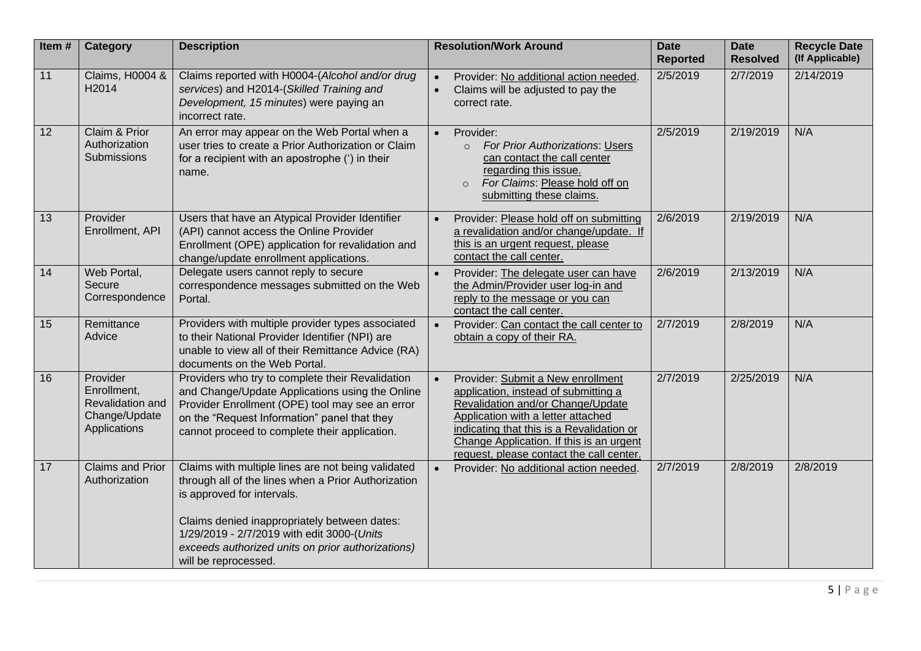| Item # | Category | Description | Resolution/Work Around | Date Reported | Date Resolved | Recycle Date (If Applicable) |
|---|---|---|---|---|---|---|
| 11 | Claims, H0004 & H2014 | Claims reported with H0004-(*Alcohol and/or drug services*) and H2014-(*Skilled Training and Development, 15 minutes*) were paying an incorrect rate. | • Provider: No additional action needed.<br>• Claims will be adjusted to pay the correct rate. | 2/5/2019 | 2/7/2019 | 2/14/2019 |
| 12 | Claim & Prior Authorization Submissions | An error may appear on the Web Portal when a user tries to create a Prior Authorization or Claim for a recipient with an apostrophe (') in their name. | • Provider:<br>  ○ *For Prior Authorizations*: Users can contact the call center regarding this issue.<br>  ○ *For Claims*: Please hold off on submitting these claims. | 2/5/2019 | 2/19/2019 | N/A |
| 13 | Provider Enrollment, API | Users that have an Atypical Provider Identifier (API) cannot access the Online Provider Enrollment (OPE) application for revalidation and change/update enrollment applications. | • Provider: Please hold off on submitting a revalidation and/or change/update. If this is an urgent request, please contact the call center. | 2/6/2019 | 2/19/2019 | N/A |
| 14 | Web Portal, Secure Correspondence | Delegate users cannot reply to secure correspondence messages submitted on the Web Portal. | • Provider: The delegate user can have the Admin/Provider user log-in and reply to the message or you can contact the call center. | 2/6/2019 | 2/13/2019 | N/A |
| 15 | Remittance Advice | Providers with multiple provider types associated to their National Provider Identifier (NPI) are unable to view all of their Remittance Advice (RA) documents on the Web Portal. | • Provider: Can contact the call center to obtain a copy of their RA. | 2/7/2019 | 2/8/2019 | N/A |
| 16 | Provider Enrollment, Revalidation and Change/Update Applications | Providers who try to complete their Revalidation and Change/Update Applications using the Online Provider Enrollment (OPE) tool may see an error on the "Request Information" panel that they cannot proceed to complete their application. | • Provider: Submit a New enrollment application, instead of submitting a Revalidation and/or Change/Update Application with a letter attached indicating that this is a Revalidation or Change Application. If this is an urgent request, please contact the call center. | 2/7/2019 | 2/25/2019 | N/A |
| 17 | Claims and Prior Authorization | Claims with multiple lines are not being validated through all of the lines when a Prior Authorization is approved for intervals.<br><br>Claims denied inappropriately between dates: 1/29/2019 - 2/7/2019 with edit 3000-(*Units exceeds authorized units on prior authorizations*) will be reprocessed. | • Provider: No additional action needed. | 2/7/2019 | 2/8/2019 | 2/8/2019 |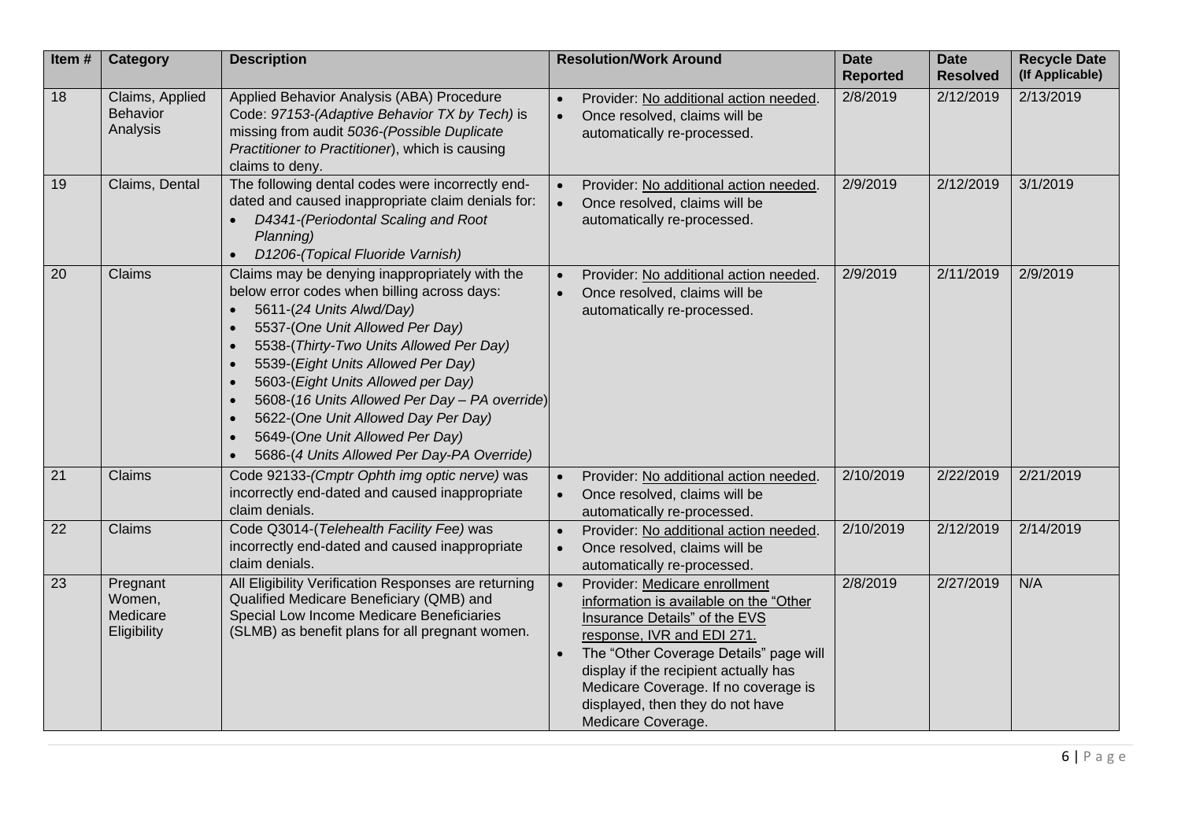| Item # | Category | Description | Resolution/Work Around | Date Reported | Date Resolved | Recycle Date (If Applicable) |
|---|---|---|---|---|---|---|
| 18 | Claims, Applied Behavior Analysis | Applied Behavior Analysis (ABA) Procedure Code: *97153-(Adaptive Behavior TX by Tech)* is missing from audit *5036-(Possible Duplicate Practitioner to Practitioner*), which is causing claims to deny. | • Provider: No additional action needed.<br>• Once resolved, claims will be automatically re-processed. | 2/8/2019 | 2/12/2019 | 2/13/2019 |
| 19 | Claims, Dental | The following dental codes were incorrectly end-dated and caused inappropriate claim denials for:<br>• *D4341-(Periodontal Scaling and Root Planning)*<br>• *D1206-(Topical Fluoride Varnish)* | • Provider: No additional action needed.<br>• Once resolved, claims will be automatically re-processed. | 2/9/2019 | 2/12/2019 | 3/1/2019 |
| 20 | Claims | Claims may be denying inappropriately with the below error codes when billing across days:<br>• 5611-*(24 Units Alwd/Day)*<br>• 5537-*(One Unit Allowed Per Day)*<br>• 5538-*(Thirty-Two Units Allowed Per Day)*<br>• 5539-*(Eight Units Allowed Per Day)*<br>• 5603-*(Eight Units Allowed per Day)*<br>• 5608-*(16 Units Allowed Per Day – PA override)*<br>• 5622-*(One Unit Allowed Day Per Day)*<br>• 5649-*(One Unit Allowed Per Day)*<br>• 5686-*(4 Units Allowed Per Day-PA Override)* | • Provider: No additional action needed.<br>• Once resolved, claims will be automatically re-processed. | 2/9/2019 | 2/11/2019 | 2/9/2019 |
| 21 | Claims | Code 92133-*(Cmptr Ophth img optic nerve)* was incorrectly end-dated and caused inappropriate claim denials. | • Provider: No additional action needed.<br>• Once resolved, claims will be automatically re-processed. | 2/10/2019 | 2/22/2019 | 2/21/2019 |
| 22 | Claims | Code Q3014-(*Telehealth Facility Fee)* was incorrectly end-dated and caused inappropriate claim denials. | • Provider: No additional action needed.<br>• Once resolved, claims will be automatically re-processed. | 2/10/2019 | 2/12/2019 | 2/14/2019 |
| 23 | Pregnant Women, Medicare Eligibility | All Eligibility Verification Responses are returning Qualified Medicare Beneficiary (QMB) and Special Low Income Medicare Beneficiaries (SLMB) as benefit plans for all pregnant women. | • Provider: Medicare enrollment information is available on the "Other Insurance Details" of the EVS response, IVR and EDI 271.<br>• The "Other Coverage Details" page will display if the recipient actually has Medicare Coverage. If no coverage is displayed, then they do not have Medicare Coverage. | 2/8/2019 | 2/27/2019 | N/A |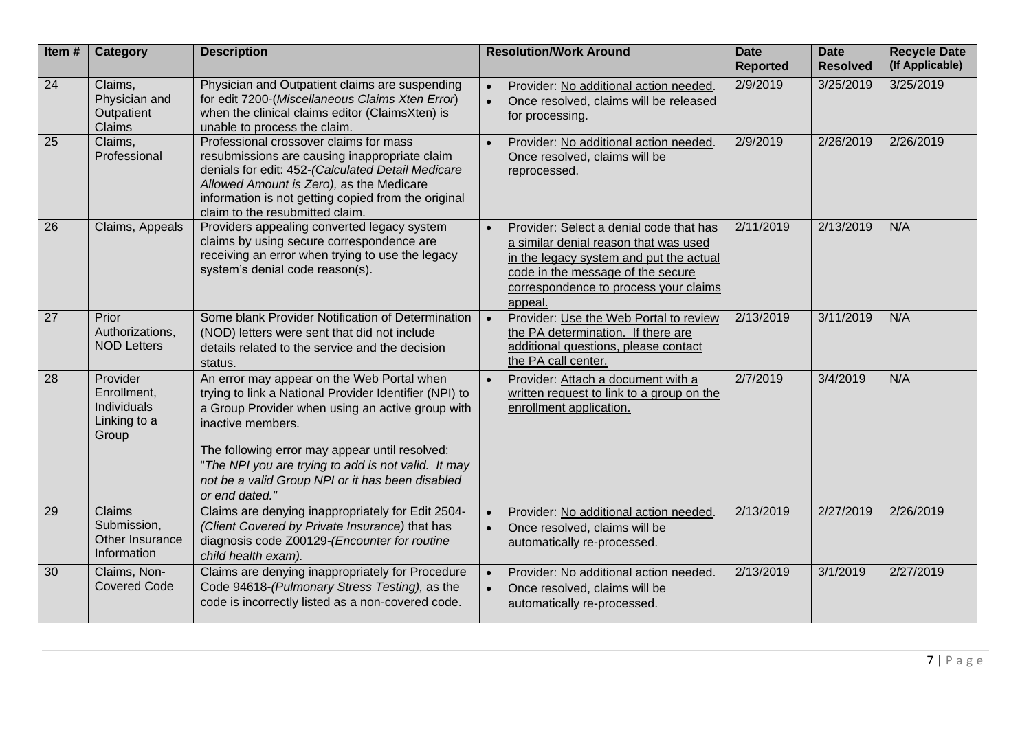| Item # | Category | Description | Resolution/Work Around | Date Reported | Date Resolved | Recycle Date (If Applicable) |
|---|---|---|---|---|---|---|
| 24 | Claims, Physician and Outpatient Claims | Physician and Outpatient claims are suspending for edit 7200-(*Miscellaneous Claims Xten Error*) when the clinical claims editor (ClaimsXten) is unable to process the claim. | • Provider: No additional action needed.<br>• Once resolved, claims will be released for processing. | 2/9/2019 | 3/25/2019 | 3/25/2019 |
| 25 | Claims, Professional | Professional crossover claims for mass resubmissions are causing inappropriate claim denials for edit: 452-(*Calculated Detail Medicare Allowed Amount is Zero),* as the Medicare information is not getting copied from the original claim to the resubmitted claim. | • Provider: No additional action needed. Once resolved, claims will be reprocessed. | 2/9/2019 | 2/26/2019 | 2/26/2019 |
| 26 | Claims, Appeals | Providers appealing converted legacy system claims by using secure correspondence are receiving an error when trying to use the legacy system's denial code reason(s). | • Provider: Select a denial code that has a similar denial reason that was used in the legacy system and put the actual code in the message of the secure correspondence to process your claims appeal. | 2/11/2019 | 2/13/2019 | N/A |
| 27 | Prior Authorizations, NOD Letters | Some blank Provider Notification of Determination (NOD) letters were sent that did not include details related to the service and the decision status. | • Provider: Use the Web Portal to review the PA determination. If there are additional questions, please contact the PA call center. | 2/13/2019 | 3/11/2019 | N/A |
| 28 | Provider Enrollment, Individuals Linking to a Group | An error may appear on the Web Portal when trying to link a National Provider Identifier (NPI) to a Group Provider when using an active group with inactive members.<br><br>The following error may appear until resolved: "*The NPI you are trying to add is not valid. It may not be a valid Group NPI or it has been disabled or end dated.*" | • Provider: Attach a document with a written request to link to a group on the enrollment application. | 2/7/2019 | 3/4/2019 | N/A |
| 29 | Claims Submission, Other Insurance Information | Claims are denying inappropriately for Edit 2504-*(Client Covered by Private Insurance)* that has diagnosis code Z00129-*(Encounter for routine child health exam).* | • Provider: No additional action needed.<br>• Once resolved, claims will be automatically re-processed. | 2/13/2019 | 2/27/2019 | 2/26/2019 |
| 30 | Claims, Non-Covered Code | Claims are denying inappropriately for Procedure Code 94618-*(Pulmonary Stress Testing),* as the code is incorrectly listed as a non-covered code. | • Provider: No additional action needed.<br>• Once resolved, claims will be automatically re-processed. | 2/13/2019 | 3/1/2019 | 2/27/2019 |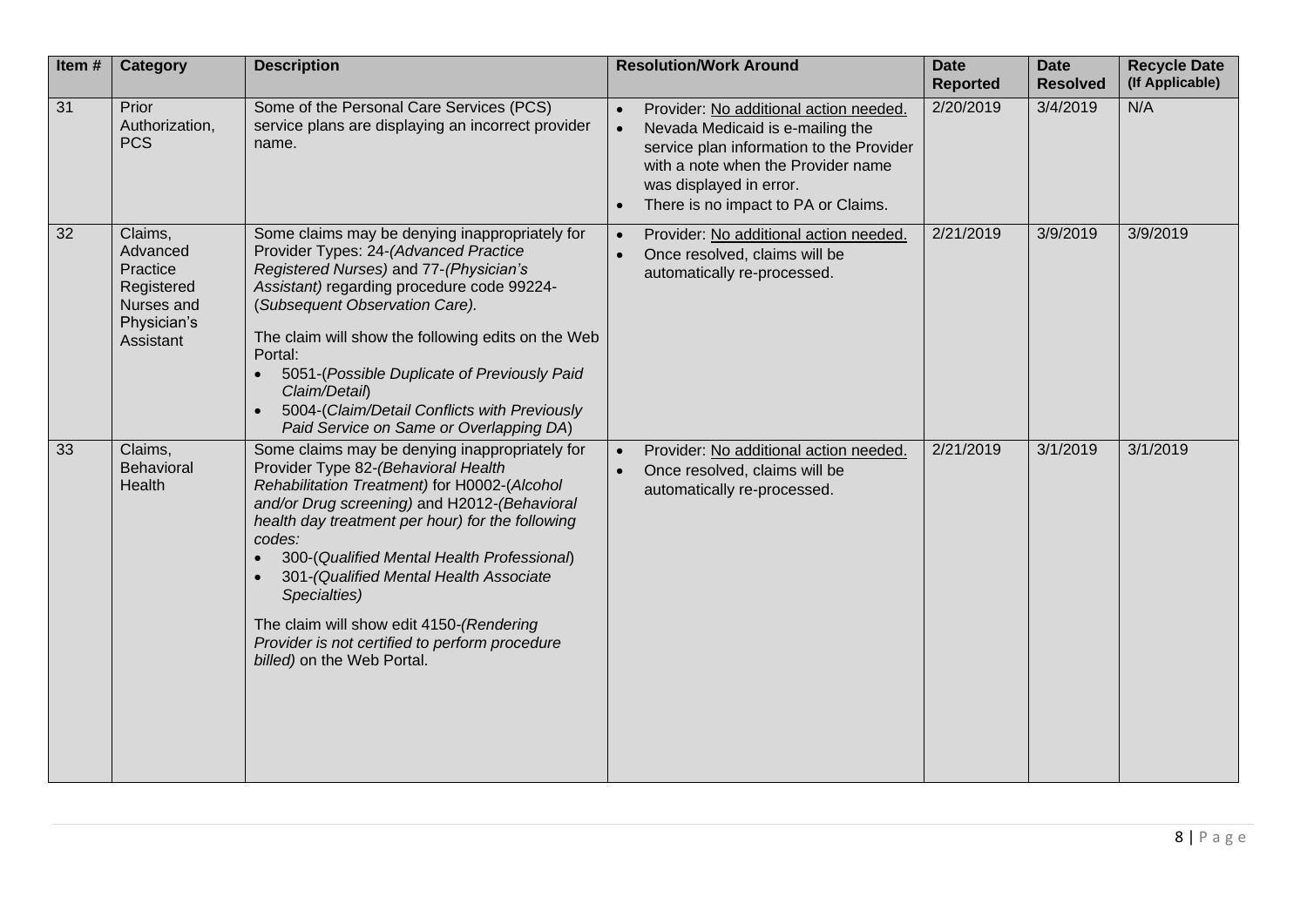| Item # | Category | Description | Resolution/Work Around | Date Reported | Date Resolved | Recycle Date (If Applicable) |
|---|---|---|---|---|---|---|
| 31 | Prior Authorization, PCS | Some of the Personal Care Services (PCS) service plans are displaying an incorrect provider name. | • Provider: No additional action needed.<br>• Nevada Medicaid is e-mailing the service plan information to the Provider with a note when the Provider name was displayed in error.<br>• There is no impact to PA or Claims. | 2/20/2019 | 3/4/2019 | N/A |
| 32 | Claims, Advanced Practice Registered Nurses and Physician's Assistant | Some claims may be denying inappropriately for Provider Types: 24-*(Advanced Practice Registered Nurses)* and 77-*(Physician's Assistant)* regarding procedure code 99224-(*Subsequent Observation Care).*<br><br>The claim will show the following edits on the Web Portal:<br>• 5051-(*Possible Duplicate of Previously Paid Claim/Detail*)<br>• 5004-(*Claim/Detail Conflicts with Previously Paid Service on Same or Overlapping DA*) | • Provider: No additional action needed.<br>• Once resolved, claims will be automatically re-processed. | 2/21/2019 | 3/9/2019 | 3/9/2019 |
| 33 | Claims, Behavioral Health | Some claims may be denying inappropriately for Provider Type 82-*(Behavioral Health Rehabilitation Treatment)* for H0002-(*Alcohol and/or Drug screening)* and H2012-*(Behavioral health day treatment per hour) for the following codes:*<br>• 300-(*Qualified Mental Health Professional*)<br>• 301-(*Qualified Mental Health Associate Specialties)*<br><br>The claim will show edit 4150-*(Rendering Provider is not certified to perform procedure billed)* on the Web Portal. | • Provider: No additional action needed.<br>• Once resolved, claims will be automatically re-processed. | 2/21/2019 | 3/1/2019 | 3/1/2019 |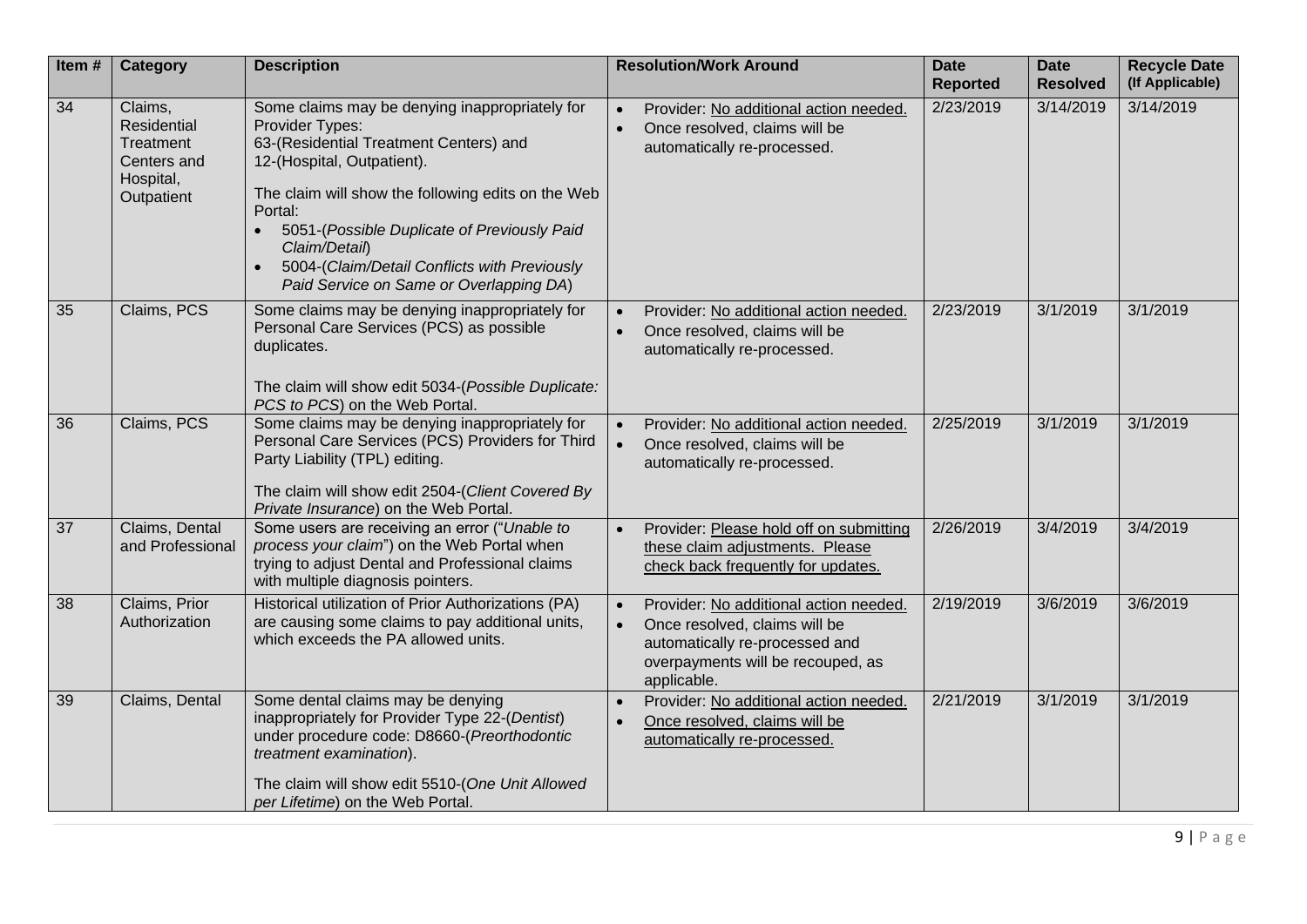| Item # | Category | Description | Resolution/Work Around | Date Reported | Date Resolved | Recycle Date (If Applicable) |
| --- | --- | --- | --- | --- | --- | --- |
| 34 | Claims, Residential Treatment Centers and Hospital, Outpatient | Some claims may be denying inappropriately for Provider Types: 63-(Residential Treatment Centers) and 12-(Hospital, Outpatient).<br><br>The claim will show the following edits on the Web Portal:<br>• 5051-(*Possible Duplicate of Previously Paid Claim/Detail*)<br>• 5004-(*Claim/Detail Conflicts with Previously Paid Service on Same or Overlapping DA*) | • Provider: No additional action needed.<br>• Once resolved, claims will be automatically re-processed. | 2/23/2019 | 3/14/2019 | 3/14/2019 |
| 35 | Claims, PCS | Some claims may be denying inappropriately for Personal Care Services (PCS) as possible duplicates.<br><br>The claim will show edit 5034-(*Possible Duplicate: PCS to PCS*) on the Web Portal. | • Provider: No additional action needed.<br>• Once resolved, claims will be automatically re-processed. | 2/23/2019 | 3/1/2019 | 3/1/2019 |
| 36 | Claims, PCS | Some claims may be denying inappropriately for Personal Care Services (PCS) Providers for Third Party Liability (TPL) editing.<br><br>The claim will show edit 2504-(*Client Covered By Private Insurance*) on the Web Portal. | • Provider: No additional action needed.<br>• Once resolved, claims will be automatically re-processed. | 2/25/2019 | 3/1/2019 | 3/1/2019 |
| 37 | Claims, Dental and Professional | Some users are receiving an error ("*Unable to process your claim*") on the Web Portal when trying to adjust Dental and Professional claims with multiple diagnosis pointers. | • Provider: Please hold off on submitting these claim adjustments. Please check back frequently for updates. | 2/26/2019 | 3/4/2019 | 3/4/2019 |
| 38 | Claims, Prior Authorization | Historical utilization of Prior Authorizations (PA) are causing some claims to pay additional units, which exceeds the PA allowed units. | • Provider: No additional action needed.<br>• Once resolved, claims will be automatically re-processed and overpayments will be recouped, as applicable. | 2/19/2019 | 3/6/2019 | 3/6/2019 |
| 39 | Claims, Dental | Some dental claims may be denying inappropriately for Provider Type 22-(*Dentist*) under procedure code: D8660-(*Preorthodontic treatment examination*).<br><br>The claim will show edit 5510-(*One Unit Allowed per Lifetime*) on the Web Portal. | • Provider: No additional action needed.<br>• Once resolved, claims will be automatically re-processed. | 2/21/2019 | 3/1/2019 | 3/1/2019 |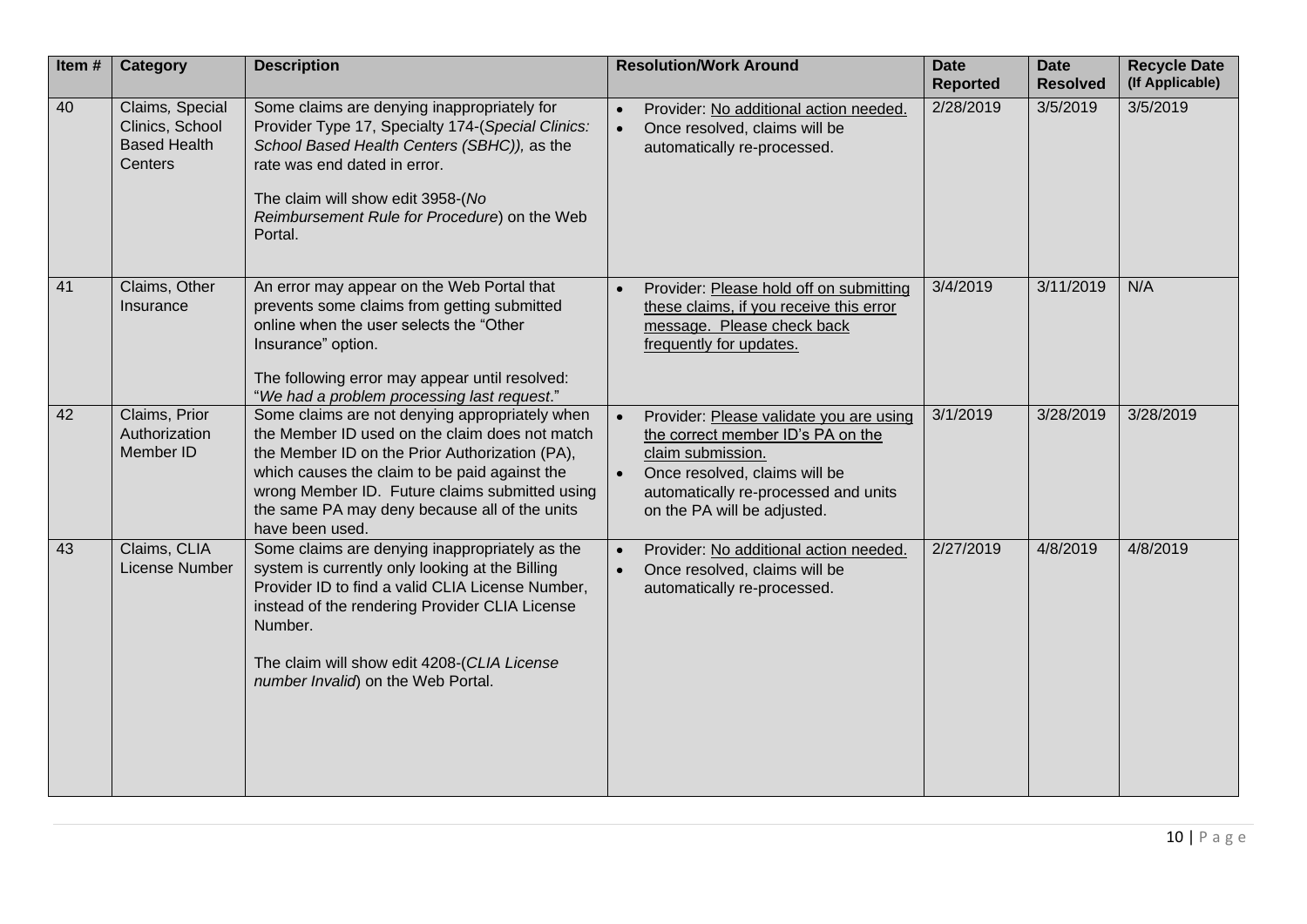| Item # | Category | Description | Resolution/Work Around | Date Reported | Date Resolved | Recycle Date (If Applicable) |
|---|---|---|---|---|---|---|
| 40 | Claims, Special Clinics, School Based Health Centers | Some claims are denying inappropriately for Provider Type 17, Specialty 174-(*Special Clinics: School Based Health Centers (SBHC)),* as the rate was end dated in error.<br><br>The claim will show edit 3958-(*No Reimbursement Rule for Procedure*) on the Web Portal. | • Provider: No additional action needed.<br>• Once resolved, claims will be automatically re-processed. | 2/28/2019 | 3/5/2019 | 3/5/2019 |
| 41 | Claims, Other Insurance | An error may appear on the Web Portal that prevents some claims from getting submitted online when the user selects the "Other Insurance" option.<br><br>The following error may appear until resolved: "*We had a problem processing last request*." | • Provider: Please hold off on submitting these claims, if you receive this error message. Please check back frequently for updates. | 3/4/2019 | 3/11/2019 | N/A |
| 42 | Claims, Prior Authorization Member ID | Some claims are not denying appropriately when the Member ID used on the claim does not match the Member ID on the Prior Authorization (PA), which causes the claim to be paid against the wrong Member ID. Future claims submitted using the same PA may deny because all of the units have been used. | • Provider: Please validate you are using the correct member ID's PA on the claim submission.<br>• Once resolved, claims will be automatically re-processed and units on the PA will be adjusted. | 3/1/2019 | 3/28/2019 | 3/28/2019 |
| 43 | Claims, CLIA License Number | Some claims are denying inappropriately as the system is currently only looking at the Billing Provider ID to find a valid CLIA License Number, instead of the rendering Provider CLIA License Number.<br><br>The claim will show edit 4208-(*CLIA License number Invalid*) on the Web Portal. | • Provider: No additional action needed.<br>• Once resolved, claims will be automatically re-processed. | 2/27/2019 | 4/8/2019 | 4/8/2019 |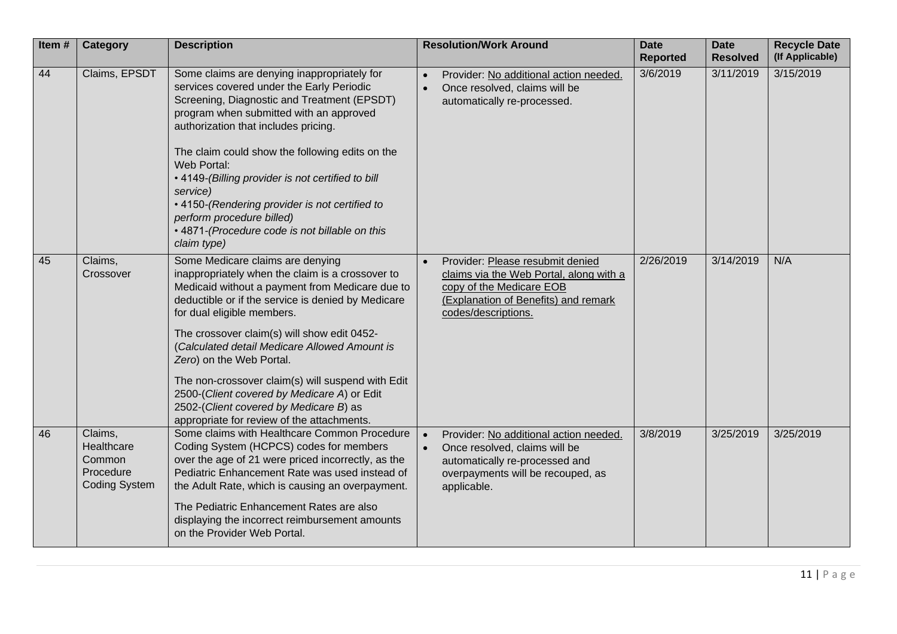| Item # | Category | Description | Resolution/Work Around | Date Reported | Date Resolved | Recycle Date (If Applicable) |
|---|---|---|---|---|---|---|
| 44 | Claims, EPSDT | Some claims are denying inappropriately for services covered under the Early Periodic Screening, Diagnostic and Treatment (EPSDT) program when submitted with an approved authorization that includes pricing.<br><br>The claim could show the following edits on the Web Portal:<br>• 4149-*(Billing provider is not certified to bill service)*<br>• 4150-*(Rendering provider is not certified to perform procedure billed)*<br>• 4871-*(Procedure code is not billable on this claim type)* | • Provider: No additional action needed.<br>• Once resolved, claims will be automatically re-processed. | 3/6/2019 | 3/11/2019 | 3/15/2019 |
| 45 | Claims, Crossover | Some Medicare claims are denying inappropriately when the claim is a crossover to Medicaid without a payment from Medicare due to deductible or if the service is denied by Medicare for dual eligible members.<br><br>The crossover claim(s) will show edit 0452-(*Calculated detail Medicare Allowed Amount is Zero*) on the Web Portal.<br><br>The non-crossover claim(s) will suspend with Edit 2500-(*Client covered by Medicare A*) or Edit 2502-(*Client covered by Medicare B*) as appropriate for review of the attachments. | • Provider: Please resubmit denied claims via the Web Portal, along with a copy of the Medicare EOB (Explanation of Benefits) and remark codes/descriptions. | 2/26/2019 | 3/14/2019 | N/A |
| 46 | Claims, Healthcare Common Procedure Coding System | Some claims with Healthcare Common Procedure Coding System (HCPCS) codes for members over the age of 21 were priced incorrectly, as the Pediatric Enhancement Rate was used instead of the Adult Rate, which is causing an overpayment.<br><br>The Pediatric Enhancement Rates are also displaying the incorrect reimbursement amounts on the Provider Web Portal. | • Provider: No additional action needed.<br>• Once resolved, claims will be automatically re-processed and overpayments will be recouped, as applicable. | 3/8/2019 | 3/25/2019 | 3/25/2019 |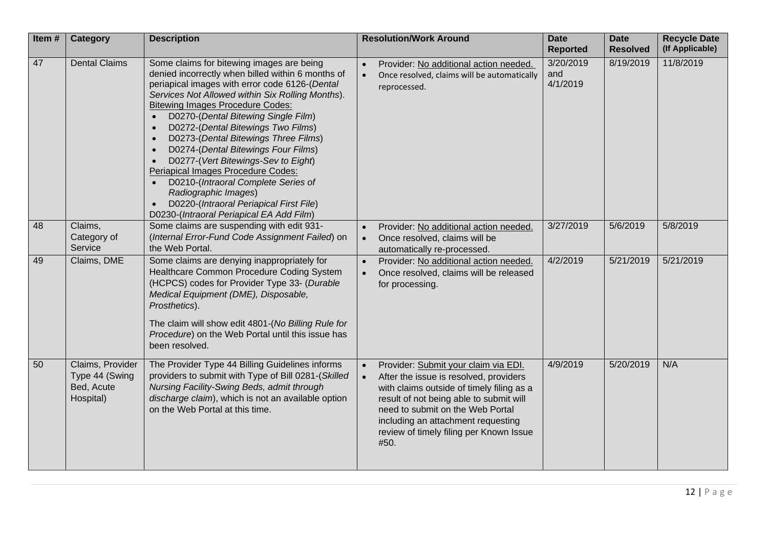| Item # | Category | Description | Resolution/Work Around | Date Reported | Date Resolved | Recycle Date (If Applicable) |
|---|---|---|---|---|---|---|
| 47 | Dental Claims | Some claims for bitewing images are being denied incorrectly when billed within 6 months of periapical images with error code 6126-(*Dental Services Not Allowed within Six Rolling Months*). <br>Bitewing Images Procedure Codes: <br>• D0270-(*Dental Bitewing Single Film*) <br>• D0272-(*Dental Bitewings Two Films*) <br>• D0273-(*Dental Bitewings Three Films*) <br>• D0274-(*Dental Bitewings Four Films*) <br>• D0277-(*Vert Bitewings-Sev to Eight*) <br>Periapical Images Procedure Codes: <br>• D0210-(*Intraoral Complete Series of Radiographic Images*) <br>• D0220-(*Intraoral Periapical First File*) <br>D0230-(*Intraoral Periapical EA Add Film*) | • Provider: No additional action needed. <br>• Once resolved, claims will be automatically reprocessed. | 3/20/2019 and 4/1/2019 | 8/19/2019 | 11/8/2019 |
| 48 | Claims, Category of Service | Some claims are suspending with edit 931-(*Internal Error-Fund Code Assignment Failed*) on the Web Portal. | • Provider: No additional action needed. <br>• Once resolved, claims will be automatically re-processed. | 3/27/2019 | 5/6/2019 | 5/8/2019 |
| 49 | Claims, DME | Some claims are denying inappropriately for Healthcare Common Procedure Coding System (HCPCS) codes for Provider Type 33- (*Durable Medical Equipment (DME), Disposable, Prosthetics*). <br><br>The claim will show edit 4801-(*No Billing Rule for Procedure*) on the Web Portal until this issue has been resolved. | • Provider: No additional action needed. <br>• Once resolved, claims will be released for processing. | 4/2/2019 | 5/21/2019 | 5/21/2019 |
| 50 | Claims, Provider Type 44 (Swing Bed, Acute Hospital) | The Provider Type 44 Billing Guidelines informs providers to submit with Type of Bill 0281-(*Skilled Nursing Facility-Swing Beds, admit through discharge claim*), which is not an available option on the Web Portal at this time. | • Provider: Submit your claim via EDI. <br>• After the issue is resolved, providers with claims outside of timely filing as a result of not being able to submit will need to submit on the Web Portal including an attachment requesting review of timely filing per Known Issue #50. | 4/9/2019 | 5/20/2019 | N/A |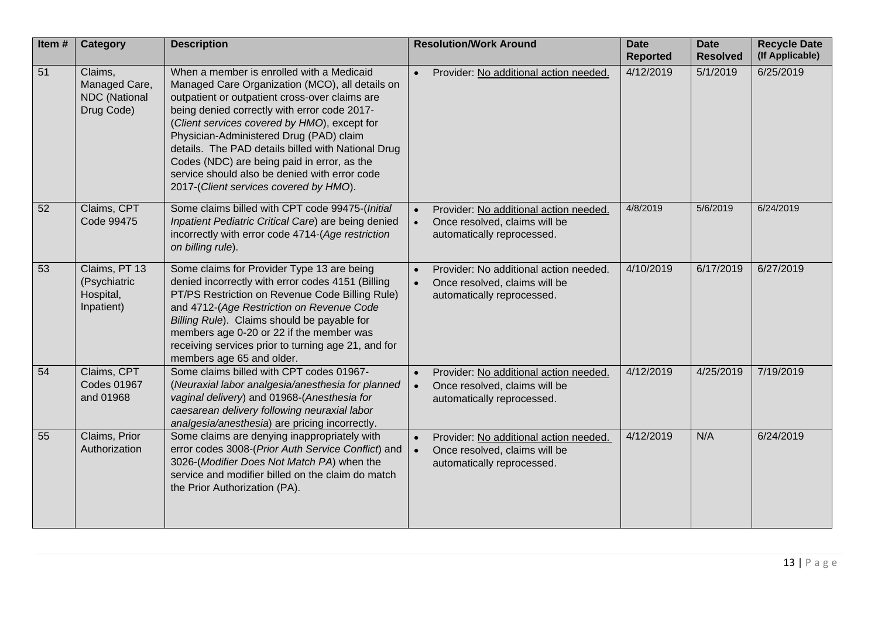| Item # | Category | Description | Resolution/Work Around | Date Reported | Date Resolved | Recycle Date (If Applicable) |
|---|---|---|---|---|---|---|
| 51 | Claims, Managed Care, NDC (National Drug Code) | When a member is enrolled with a Medicaid Managed Care Organization (MCO), all details on outpatient or outpatient cross-over claims are being denied correctly with error code 2017-(*Client services covered by HMO*), except for Physician-Administered Drug (PAD) claim details. The PAD details billed with National Drug Codes (NDC) are being paid in error, as the service should also be denied with error code 2017-(*Client services covered by HMO*). | • Provider: No additional action needed. | 4/12/2019 | 5/1/2019 | 6/25/2019 |
| 52 | Claims, CPT Code 99475 | Some claims billed with CPT code 99475-(*Initial Inpatient Pediatric Critical Care*) are being denied incorrectly with error code 4714-(*Age restriction on billing rule*). | • Provider: No additional action needed.<br>• Once resolved, claims will be automatically reprocessed. | 4/8/2019 | 5/6/2019 | 6/24/2019 |
| 53 | Claims, PT 13 (Psychiatric Hospital, Inpatient) | Some claims for Provider Type 13 are being denied incorrectly with error codes 4151 (Billing PT/PS Restriction on Revenue Code Billing Rule) and 4712-(*Age Restriction on Revenue Code Billing Rule*). Claims should be payable for members age 0-20 or 22 if the member was receiving services prior to turning age 21, and for members age 65 and older. | • Provider: No additional action needed.<br>• Once resolved, claims will be automatically reprocessed. | 4/10/2019 | 6/17/2019 | 6/27/2019 |
| 54 | Claims, CPT Codes 01967 and 01968 | Some claims billed with CPT codes 01967-(*Neuraxial labor analgesia/anesthesia for planned vaginal delivery*) and 01968-(*Anesthesia for caesarean delivery following neuraxial labor analgesia/anesthesia*) are pricing incorrectly. | • Provider: No additional action needed.<br>• Once resolved, claims will be automatically reprocessed. | 4/12/2019 | 4/25/2019 | 7/19/2019 |
| 55 | Claims, Prior Authorization | Some claims are denying inappropriately with error codes 3008-(*Prior Auth Service Conflict*) and 3026-(*Modifier Does Not Match PA*) when the service and modifier billed on the claim do match the Prior Authorization (PA). | • Provider: No additional action needed.<br>• Once resolved, claims will be automatically reprocessed. | 4/12/2019 | N/A | 6/24/2019 |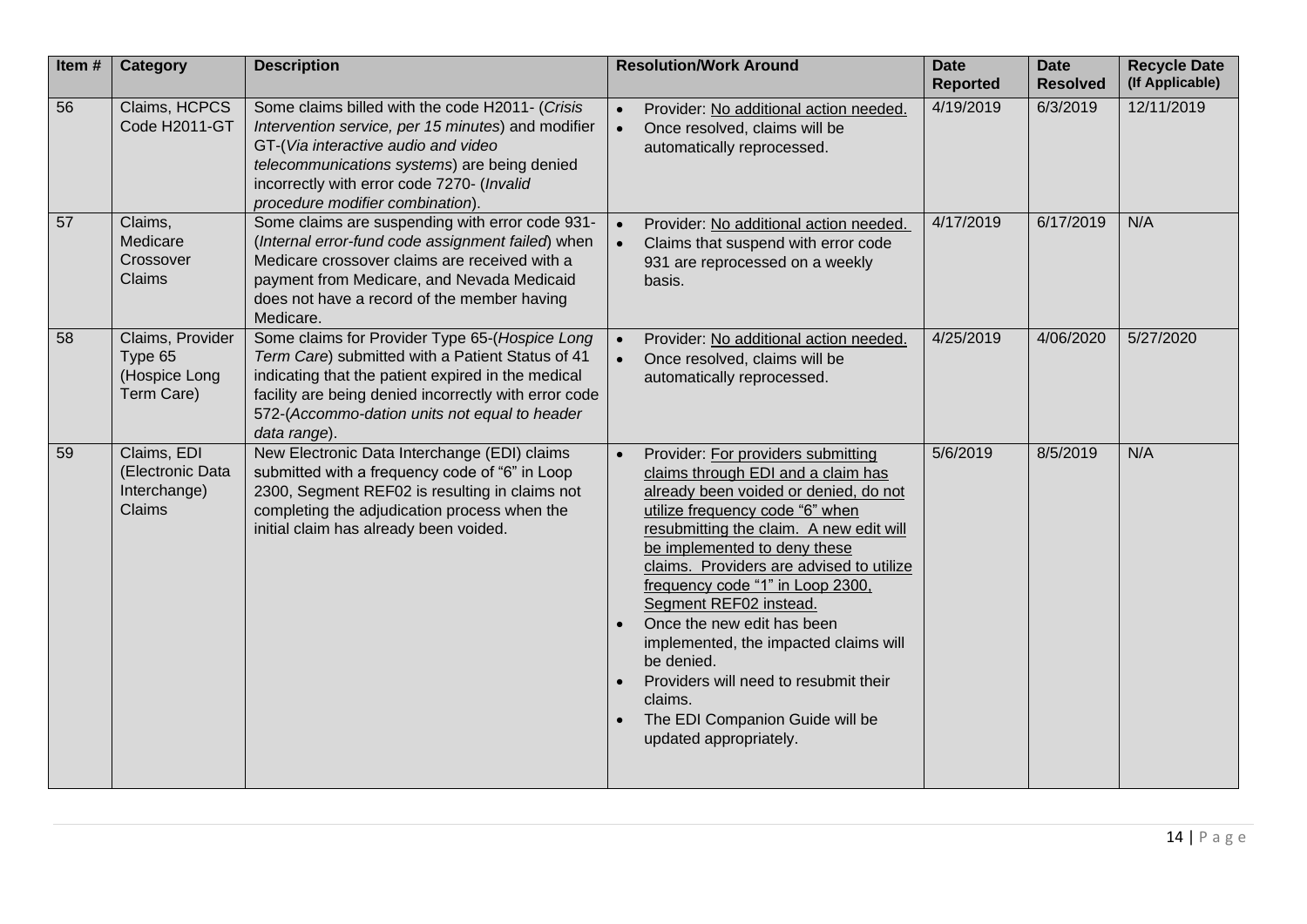| Item # | Category | Description | Resolution/Work Around | Date Reported | Date Resolved | Recycle Date (If Applicable) |
|---|---|---|---|---|---|---|
| 56 | Claims, HCPCS Code H2011-GT | Some claims billed with the code H2011- (*Crisis Intervention service, per 15 minutes*) and modifier GT-(*Via interactive audio and video telecommunications systems*) are being denied incorrectly with error code 7270- (*Invalid procedure modifier combination*). | • Provider: No additional action needed.<br>• Once resolved, claims will be automatically reprocessed. | 4/19/2019 | 6/3/2019 | 12/11/2019 |
| 57 | Claims, Medicare Crossover Claims | Some claims are suspending with error code 931- (*Internal error-fund code assignment failed*) when Medicare crossover claims are received with a payment from Medicare, and Nevada Medicaid does not have a record of the member having Medicare. | • Provider: No additional action needed.<br>• Claims that suspend with error code 931 are reprocessed on a weekly basis. | 4/17/2019 | 6/17/2019 | N/A |
| 58 | Claims, Provider Type 65 (Hospice Long Term Care) | Some claims for Provider Type 65-(*Hospice Long Term Care*) submitted with a Patient Status of 41 indicating that the patient expired in the medical facility are being denied incorrectly with error code 572-(*Accommo-dation units not equal to header data range*). | • Provider: No additional action needed.<br>• Once resolved, claims will be automatically reprocessed. | 4/25/2019 | 4/06/2020 | 5/27/2020 |
| 59 | Claims, EDI (Electronic Data Interchange) Claims | New Electronic Data Interchange (EDI) claims submitted with a frequency code of "6" in Loop 2300, Segment REF02 is resulting in claims not completing the adjudication process when the initial claim has already been voided. | • Provider: For providers submitting claims through EDI and a claim has already been voided or denied, do not utilize frequency code "6" when resubmitting the claim. A new edit will be implemented to deny these claims. Providers are advised to utilize frequency code "1" in Loop 2300, Segment REF02 instead.<br>• Once the new edit has been implemented, the impacted claims will be denied.<br>• Providers will need to resubmit their claims.<br>• The EDI Companion Guide will be updated appropriately. | 5/6/2019 | 8/5/2019 | N/A |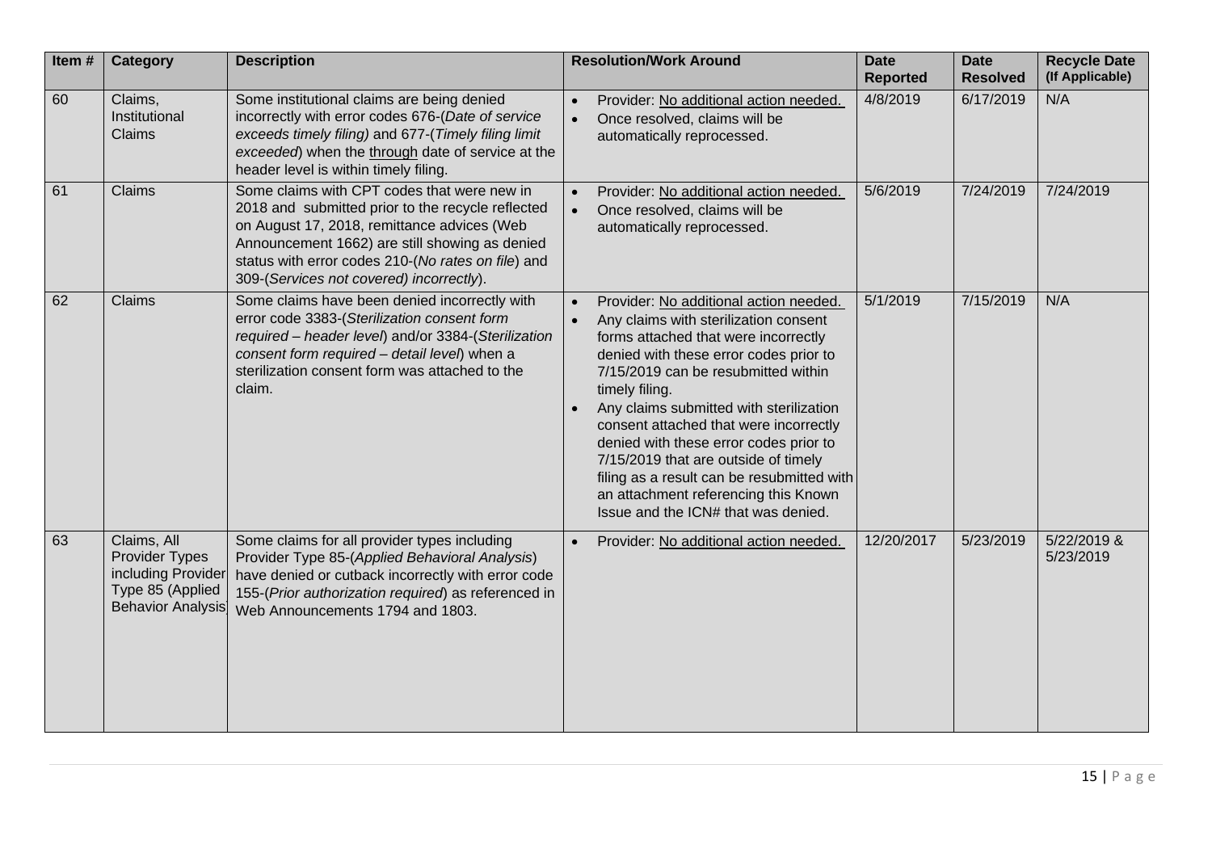| Item # | Category | Description | Resolution/Work Around | Date Reported | Date Resolved | Recycle Date (If Applicable) |
|---|---|---|---|---|---|---|
| 60 | Claims, Institutional Claims | Some institutional claims are being denied incorrectly with error codes 676-(*Date of service exceeds timely filing*) and 677-(*Timely filing limit exceeded*) when the through date of service at the header level is within timely filing. | • Provider: No additional action needed. <br> • Once resolved, claims will be automatically reprocessed. | 4/8/2019 | 6/17/2019 | N/A |
| 61 | Claims | Some claims with CPT codes that were new in 2018 and submitted prior to the recycle reflected on August 17, 2018, remittance advices (Web Announcement 1662) are still showing as denied status with error codes 210-(*No rates on file*) and 309-(*Services not covered) incorrectly*). | • Provider: No additional action needed. <br> • Once resolved, claims will be automatically reprocessed. | 5/6/2019 | 7/24/2019 | 7/24/2019 |
| 62 | Claims | Some claims have been denied incorrectly with error code 3383-(*Sterilization consent form required – header level*) and/or 3384-(*Sterilization consent form required – detail level*) when a sterilization consent form was attached to the claim. | • Provider: No additional action needed. <br> • Any claims with sterilization consent forms attached that were incorrectly denied with these error codes prior to 7/15/2019 can be resubmitted within timely filing. <br> • Any claims submitted with sterilization consent attached that were incorrectly denied with these error codes prior to 7/15/2019 that are outside of timely filing as a result can be resubmitted with an attachment referencing this Known Issue and the ICN# that was denied. | 5/1/2019 | 7/15/2019 | N/A |
| 63 | Claims, All Provider Types including Provider Type 85 (Applied Behavior Analysis) | Some claims for all provider types including Provider Type 85-(*Applied Behavioral Analysis*) have denied or cutback incorrectly with error code 155-(*Prior authorization required*) as referenced in Web Announcements 1794 and 1803. | • Provider: No additional action needed. | 12/20/2017 | 5/23/2019 | 5/22/2019 & 5/23/2019 |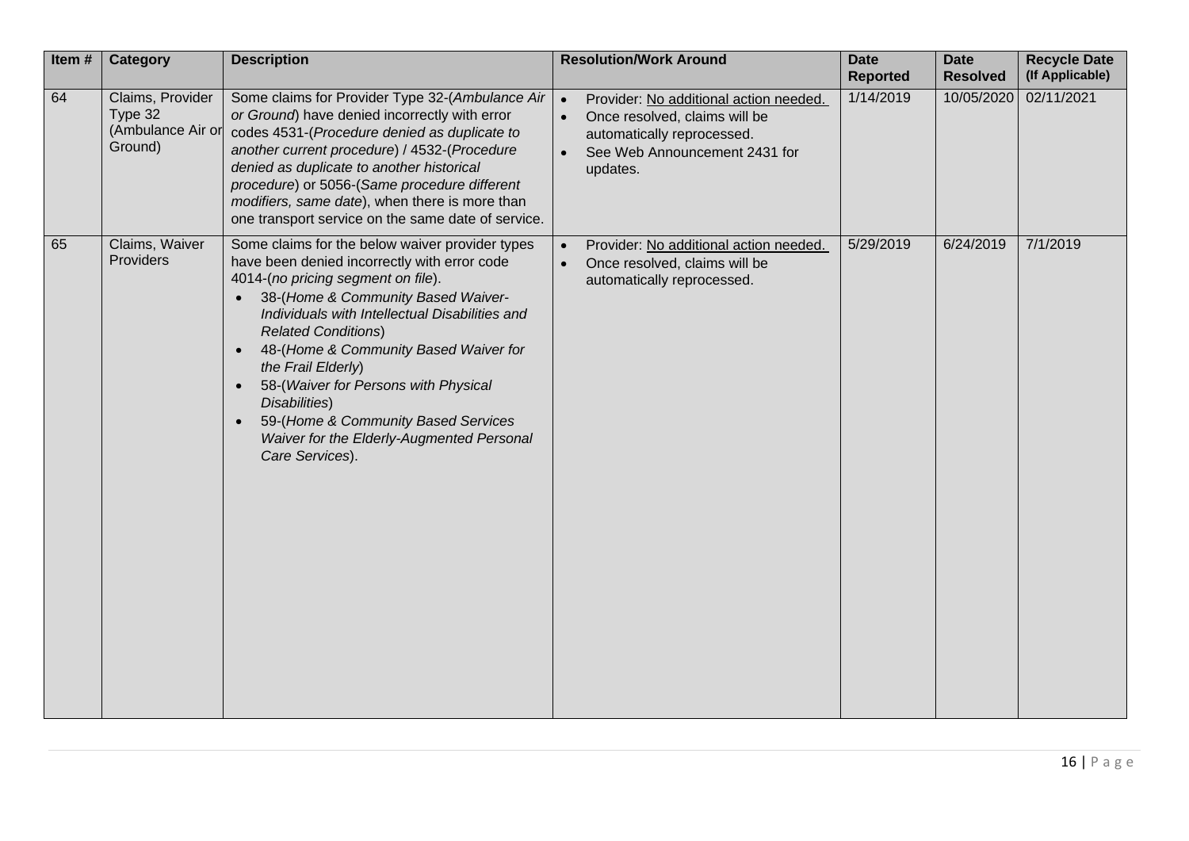| Item # | Category | Description | Resolution/Work Around | Date Reported | Date Resolved | Recycle Date (If Applicable) |
|---|---|---|---|---|---|---|
| 64 | Claims, Provider Type 32 (Ambulance Air or Ground) | Some claims for Provider Type 32-(*Ambulance Air or Ground*) have denied incorrectly with error codes 4531-(*Procedure denied as duplicate to another current procedure*) / 4532-(*Procedure denied as duplicate to another historical procedure*) or 5056-(*Same procedure different modifiers, same date*), when there is more than one transport service on the same date of service. | • Provider: <u>No additional action needed.</u><br>• Once resolved, claims will be automatically reprocessed.<br>• See Web Announcement 2431 for updates. | 1/14/2019 | 10/05/2020 | 02/11/2021 |
| 65 | Claims, Waiver Providers | Some claims for the below waiver provider types have been denied incorrectly with error code 4014-(*no pricing segment on file*).<br>• 38-(*Home & Community Based Waiver-Individuals with Intellectual Disabilities and Related Conditions*)<br>• 48-(*Home & Community Based Waiver for the Frail Elderly*)<br>• 58-(*Waiver for Persons with Physical Disabilities*)<br>• 59-(*Home & Community Based Services Waiver for the Elderly-Augmented Personal Care Services*). | • Provider: <u>No additional action needed.</u><br>• Once resolved, claims will be automatically reprocessed. | 5/29/2019 | 6/24/2019 | 7/1/2019 |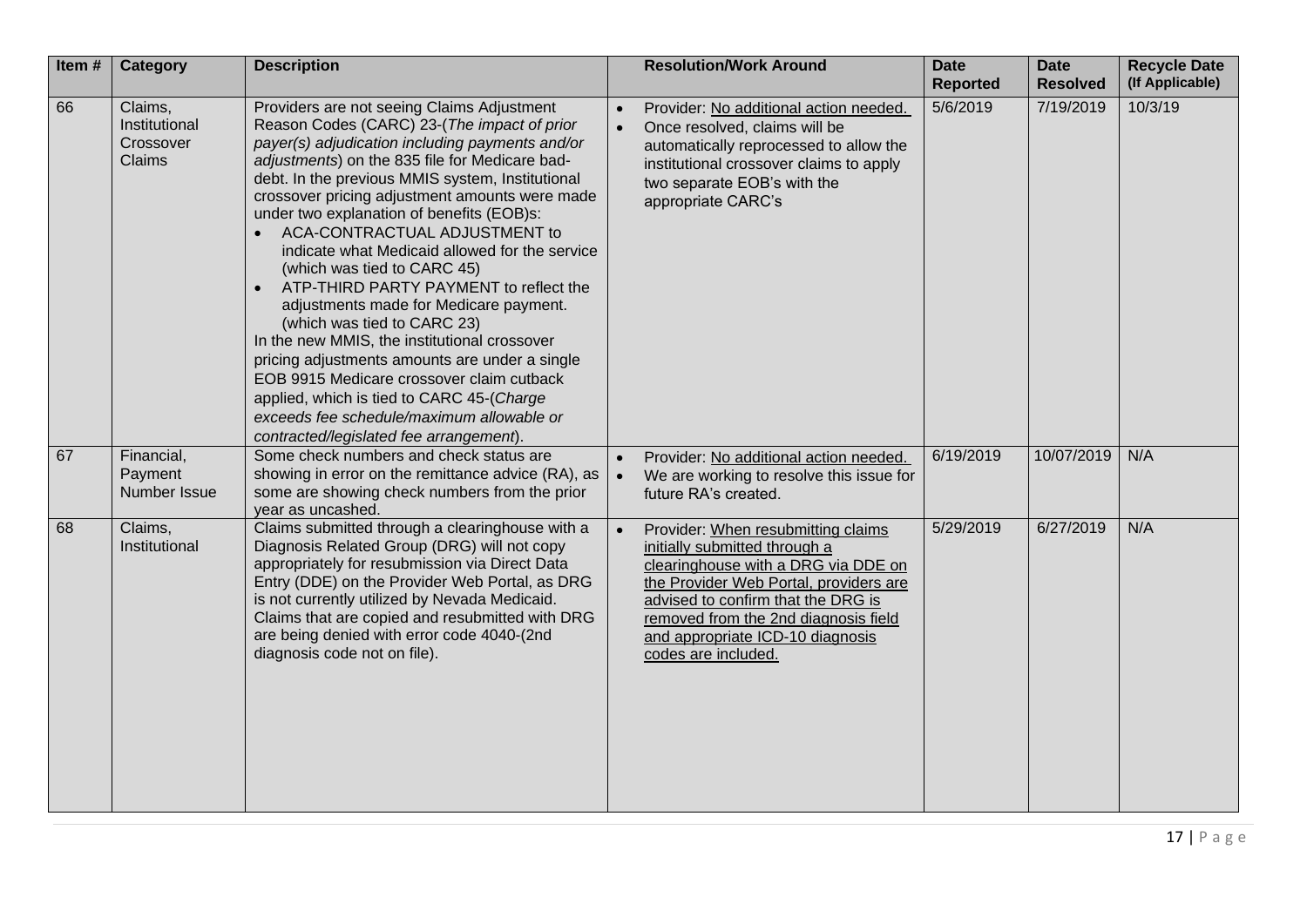| Item # | Category | Description | Resolution/Work Around | Date Reported | Date Resolved | Recycle Date (If Applicable) |
|---|---|---|---|---|---|---|
| 66 | Claims, Institutional Crossover Claims | Providers are not seeing Claims Adjustment Reason Codes (CARC) 23-(*The impact of prior payer(s) adjudication including payments and/or adjustments*) on the 835 file for Medicare bad-debt. In the previous MMIS system, Institutional crossover pricing adjustment amounts were made under two explanation of benefits (EOB)s:<br>• ACA-CONTRACTUAL ADJUSTMENT to indicate what Medicaid allowed for the service (which was tied to CARC 45)<br>• ATP-THIRD PARTY PAYMENT to reflect the adjustments made for Medicare payment. (which was tied to CARC 23)<br>In the new MMIS, the institutional crossover pricing adjustments amounts are under a single EOB 9915 Medicare crossover claim cutback applied, which is tied to CARC 45-(*Charge exceeds fee schedule/maximum allowable or contracted/legislated fee arrangement*). | • Provider: No additional action needed.<br>• Once resolved, claims will be automatically reprocessed to allow the institutional crossover claims to apply two separate EOB's with the appropriate CARC's | 5/6/2019 | 7/19/2019 | 10/3/19 |
| 67 | Financial, Payment Number Issue | Some check numbers and check status are showing in error on the remittance advice (RA), as some are showing check numbers from the prior year as uncashed. | • Provider: No additional action needed.<br>• We are working to resolve this issue for future RA's created. | 6/19/2019 | 10/07/2019 | N/A |
| 68 | Claims, Institutional | Claims submitted through a clearinghouse with a Diagnosis Related Group (DRG) will not copy appropriately for resubmission via Direct Data Entry (DDE) on the Provider Web Portal, as DRG is not currently utilized by Nevada Medicaid. Claims that are copied and resubmitted with DRG are being denied with error code 4040-(2nd diagnosis code not on file). | • Provider: When resubmitting claims initially submitted through a clearinghouse with a DRG via DDE on the Provider Web Portal, providers are advised to confirm that the DRG is removed from the 2nd diagnosis field and appropriate ICD-10 diagnosis codes are included. | 5/29/2019 | 6/27/2019 | N/A |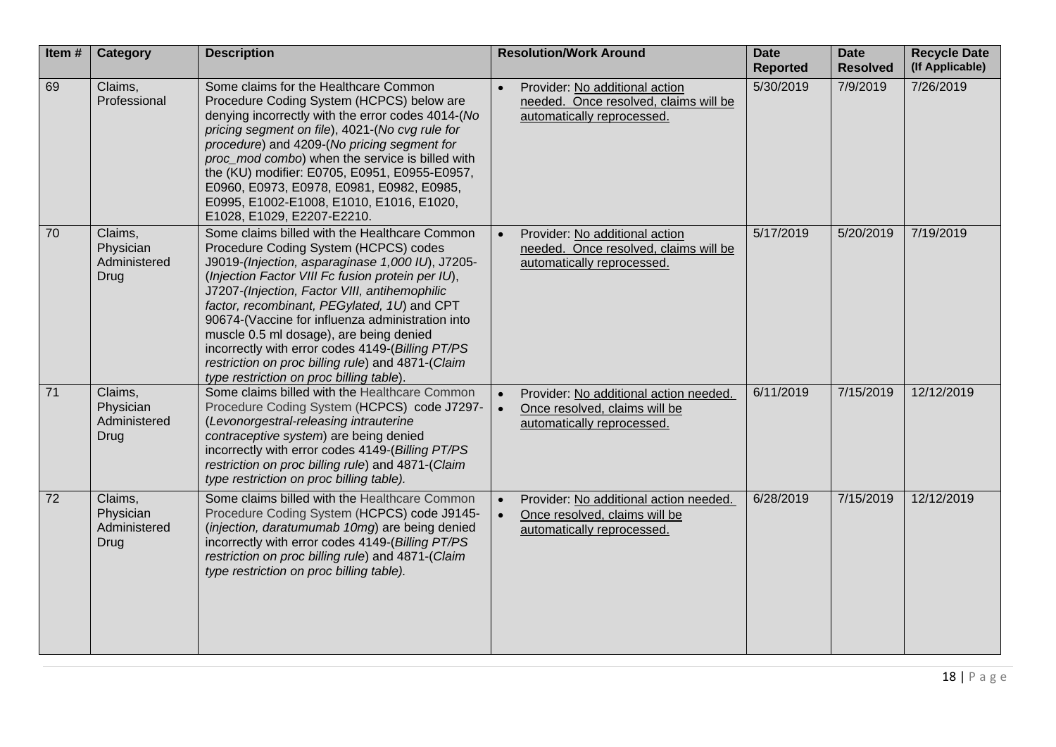| Item # | Category | Description | Resolution/Work Around | Date Reported | Date Resolved | Recycle Date (If Applicable) |
|---|---|---|---|---|---|---|
| 69 | Claims, Professional | Some claims for the Healthcare Common Procedure Coding System (HCPCS) below are denying incorrectly with the error codes 4014-(*No pricing segment on file*), 4021-(*No cvg rule for procedure*) and 4209-(*No pricing segment for proc_mod combo*) when the service is billed with the (KU) modifier: E0705, E0951, E0955-E0957, E0960, E0973, E0978, E0981, E0982, E0985, E0995, E1002-E1008, E1010, E1016, E1020, E1028, E1029, E2207-E2210. | • Provider: No additional action needed. Once resolved, claims will be automatically reprocessed. | 5/30/2019 | 7/9/2019 | 7/26/2019 |
| 70 | Claims, Physician Administered Drug | Some claims billed with the Healthcare Common Procedure Coding System (HCPCS) codes J9019-(*Injection, asparaginase 1,000 IU*), J7205-(*Injection Factor VIII Fc fusion protein per IU*), J7207-(*Injection, Factor VIII, antihemophilic factor, recombinant, PEGylated, 1U*) and CPT 90674-(Vaccine for influenza administration into muscle 0.5 ml dosage), are being denied incorrectly with error codes 4149-(*Billing PT/PS restriction on proc billing rule*) and 4871-(*Claim type restriction on proc billing table*). | • Provider: No additional action needed. Once resolved, claims will be automatically reprocessed. | 5/17/2019 | 5/20/2019 | 7/19/2019 |
| 71 | Claims, Physician Administered Drug | Some claims billed with the Healthcare Common Procedure Coding System (HCPCS) code J7297-(*Levonorgestral-releasing intrauterine contraceptive system*) are being denied incorrectly with error codes 4149-(*Billing PT/PS restriction on proc billing rule*) and 4871-(*Claim type restriction on proc billing table).* | • Provider: No additional action needed. • Once resolved, claims will be automatically reprocessed. | 6/11/2019 | 7/15/2019 | 12/12/2019 |
| 72 | Claims, Physician Administered Drug | Some claims billed with the Healthcare Common Procedure Coding System (HCPCS) code J9145-(*injection, daratumumab 10mg*) are being denied incorrectly with error codes 4149-(*Billing PT/PS restriction on proc billing rule*) and 4871-(*Claim type restriction on proc billing table).* | • Provider: No additional action needed. • Once resolved, claims will be automatically reprocessed. | 6/28/2019 | 7/15/2019 | 12/12/2019 |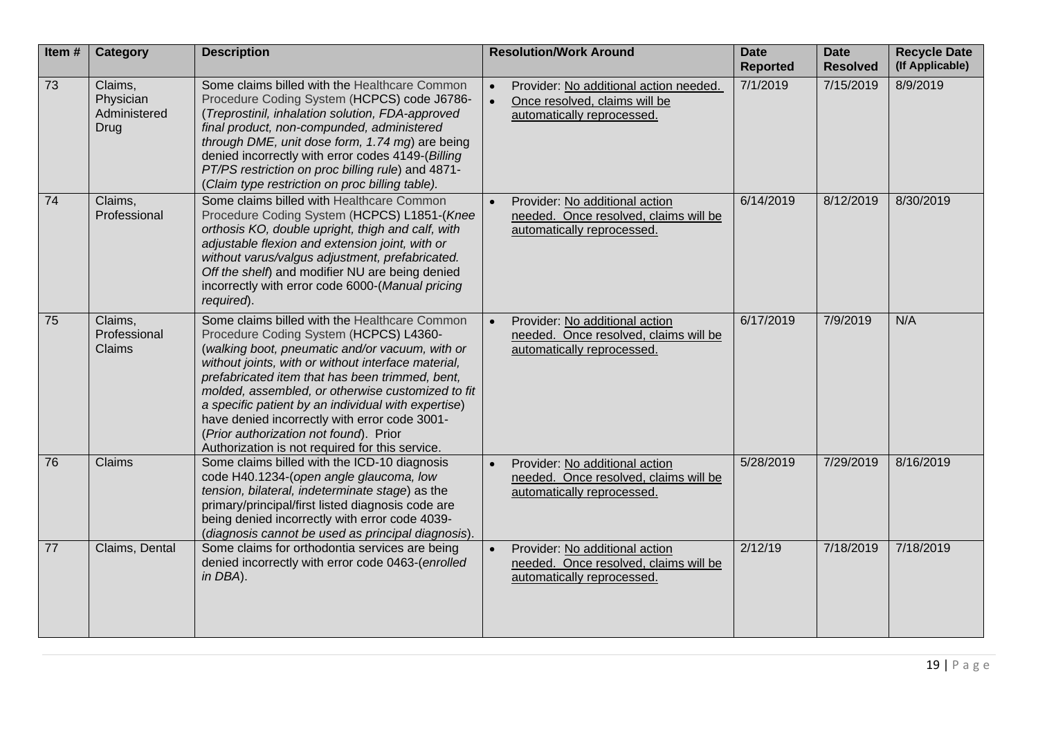| Item # | Category | Description | Resolution/Work Around | Date Reported | Date Resolved | Recycle Date (If Applicable) |
|---|---|---|---|---|---|---|
| 73 | Claims, Physician Administered Drug | Some claims billed with the Healthcare Common Procedure Coding System (HCPCS) code J6786-(*Treprostinil, inhalation solution, FDA-approved final product, non-compunded, administered through DME, unit dose form, 1.74 mg*) are being denied incorrectly with error codes 4149-(*Billing PT/PS restriction on proc billing rule*) and 4871-(*Claim type restriction on proc billing table).* | • Provider: No additional action needed. • Once resolved, claims will be automatically reprocessed. | 7/1/2019 | 7/15/2019 | 8/9/2019 |
| 74 | Claims, Professional | Some claims billed with Healthcare Common Procedure Coding System (HCPCS) L1851-(*Knee orthosis KO, double upright, thigh and calf, with adjustable flexion and extension joint, with or without varus/valgus adjustment, prefabricated. Off the shelf*) and modifier NU are being denied incorrectly with error code 6000-(*Manual pricing required*). | • Provider: No additional action needed. Once resolved, claims will be automatically reprocessed. | 6/14/2019 | 8/12/2019 | 8/30/2019 |
| 75 | Claims, Professional Claims | Some claims billed with the Healthcare Common Procedure Coding System (HCPCS) L4360-(*walking boot, pneumatic and/or vacuum, with or without joints, with or without interface material, prefabricated item that has been trimmed, bent, molded, assembled, or otherwise customized to fit a specific patient by an individual with expertise*) have denied incorrectly with error code 3001-(*Prior authorization not found*). Prior Authorization is not required for this service. | • Provider: No additional action needed. Once resolved, claims will be automatically reprocessed. | 6/17/2019 | 7/9/2019 | N/A |
| 76 | Claims | Some claims billed with the ICD-10 diagnosis code H40.1234-(*open angle glaucoma, low tension, bilateral, indeterminate stage*) as the primary/principal/first listed diagnosis code are being denied incorrectly with error code 4039-(*diagnosis cannot be used as principal diagnosis*). | • Provider: No additional action needed. Once resolved, claims will be automatically reprocessed. | 5/28/2019 | 7/29/2019 | 8/16/2019 |
| 77 | Claims, Dental | Some claims for orthodontia services are being denied incorrectly with error code 0463-(*enrolled in DBA*). | • Provider: No additional action needed. Once resolved, claims will be automatically reprocessed. | 2/12/19 | 7/18/2019 | 7/18/2019 |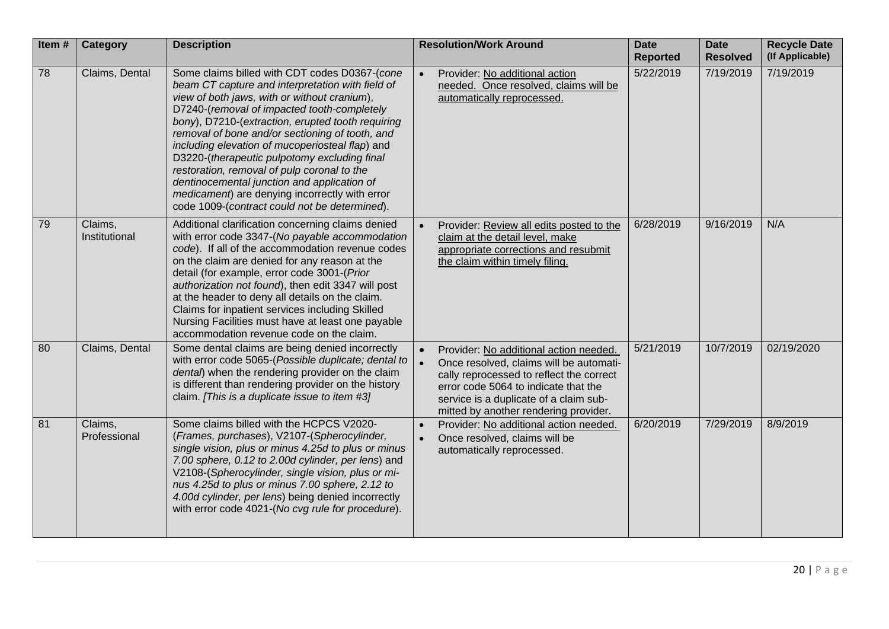| Item # | Category | Description | Resolution/Work Around | Date Reported | Date Resolved | Recycle Date (If Applicable) |
|---|---|---|---|---|---|---|
| 78 | Claims, Dental | Some claims billed with CDT codes D0367-(*cone beam CT capture and interpretation with field of view of both jaws, with or without cranium*), D7240-(*removal of impacted tooth-completely bony*), D7210-(*extraction, erupted tooth requiring removal of bone and/or sectioning of tooth, and including elevation of mucoperiosteal flap*) and D3220-(*therapeutic pulpotomy excluding final restoration, removal of pulp coronal to the dentinocemental junction and application of medicament*) are denying incorrectly with error code 1009-(*contract could not be determined*). | • Provider: No additional action needed. Once resolved, claims will be automatically reprocessed. | 5/22/2019 | 7/19/2019 | 7/19/2019 |
| 79 | Claims, Institutional | Additional clarification concerning claims denied with error code 3347-(*No payable accommodation code*). If all of the accommodation revenue codes on the claim are denied for any reason at the detail (for example, error code 3001-(*Prior authorization not found*), then edit 3347 will post at the header to deny all details on the claim. Claims for inpatient services including Skilled Nursing Facilities must have at least one payable accommodation revenue code on the claim. | • Provider: Review all edits posted to the claim at the detail level, make appropriate corrections and resubmit the claim within timely filing. | 6/28/2019 | 9/16/2019 | N/A |
| 80 | Claims, Dental | Some dental claims are being denied incorrectly with error code 5065-(*Possible duplicate; dental to dental*) when the rendering provider on the claim is different than rendering provider on the history claim. *[This is a duplicate issue to item #3]* | • Provider: No additional action needed. <br> • Once resolved, claims will be automatically reprocessed to reflect the correct error code 5064 to indicate that the service is a duplicate of a claim submitted by another rendering provider. | 5/21/2019 | 10/7/2019 | 02/19/2020 |
| 81 | Claims, Professional | Some claims billed with the HCPCS V2020-(*Frames, purchases*), V2107-(*Spherocylinder, single vision, plus or minus 4.25d to plus or minus 7.00 sphere, 0.12 to 2.00d cylinder, per lens*) and V2108-(*Spherocylinder, single vision, plus or minus 4.25d to plus or minus 7.00 sphere, 2.12 to 4.00d cylinder, per lens*) being denied incorrectly with error code 4021-(*No cvg rule for procedure*). | • Provider: No additional action needed. <br> • Once resolved, claims will be automatically reprocessed. | 6/20/2019 | 7/29/2019 | 8/9/2019 |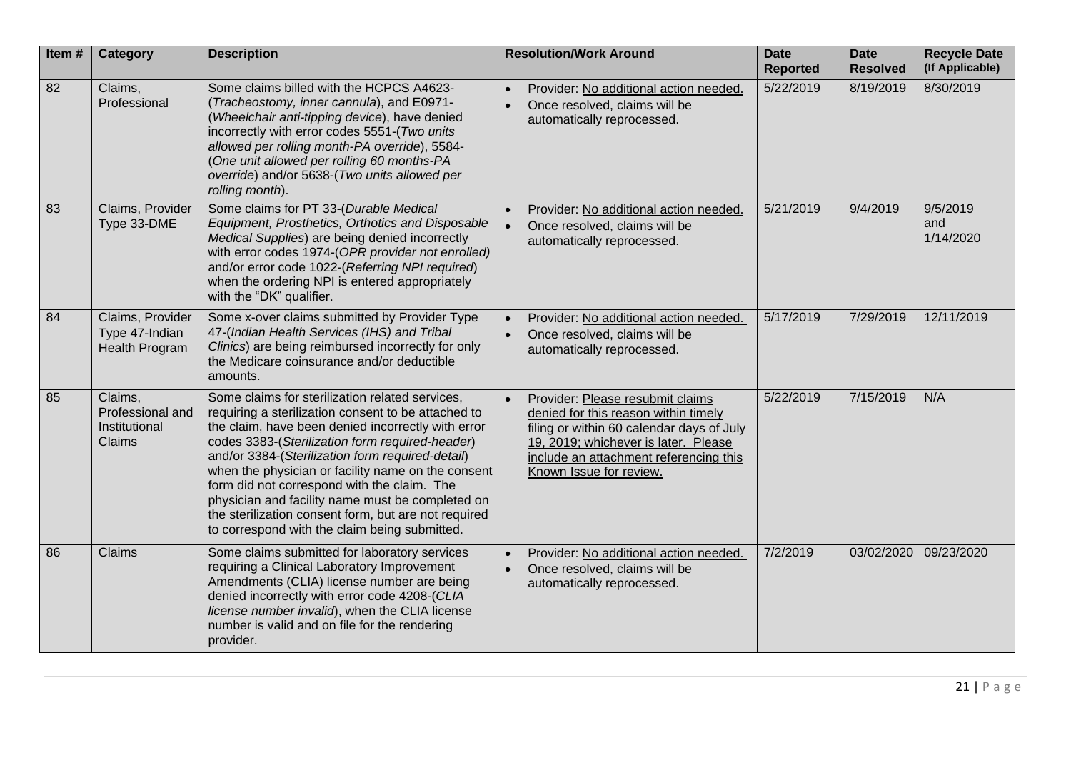| Item # | Category | Description | Resolution/Work Around | Date Reported | Date Resolved | Recycle Date (If Applicable) |
|---|---|---|---|---|---|---|
| 82 | Claims, Professional | Some claims billed with the HCPCS A4623-(*Tracheostomy, inner cannula*), and E0971-(*Wheelchair anti-tipping device*), have denied incorrectly with error codes 5551-(*Two units allowed per rolling month-PA override*), 5584-(*One unit allowed per rolling 60 months-PA override*) and/or 5638-(*Two units allowed per rolling month*). | • Provider: No additional action needed.<br>• Once resolved, claims will be automatically reprocessed. | 5/22/2019 | 8/19/2019 | 8/30/2019 |
| 83 | Claims, Provider Type 33-DME | Some claims for PT 33-(*Durable Medical Equipment, Prosthetics, Orthotics and Disposable Medical Supplies*) are being denied incorrectly with error codes 1974-(*OPR provider not enrolled)* and/or error code 1022-(*Referring NPI required*) when the ordering NPI is entered appropriately with the "DK" qualifier. | • Provider: No additional action needed.<br>• Once resolved, claims will be automatically reprocessed. | 5/21/2019 | 9/4/2019 | 9/5/2019 and 1/14/2020 |
| 84 | Claims, Provider Type 47-Indian Health Program | Some x-over claims submitted by Provider Type 47-(*Indian Health Services (IHS) and Tribal Clinics*) are being reimbursed incorrectly for only the Medicare coinsurance and/or deductible amounts. | • Provider: No additional action needed.<br>• Once resolved, claims will be automatically reprocessed. | 5/17/2019 | 7/29/2019 | 12/11/2019 |
| 85 | Claims, Professional and Institutional Claims | Some claims for sterilization related services, requiring a sterilization consent to be attached to the claim, have been denied incorrectly with error codes 3383-(*Sterilization form required-header*) and/or 3384-(*Sterilization form required-detail*) when the physician or facility name on the consent form did not correspond with the claim. The physician and facility name must be completed on the sterilization consent form, but are not required to correspond with the claim being submitted. | • Provider: Please resubmit claims denied for this reason within timely filing or within 60 calendar days of July 19, 2019; whichever is later. Please include an attachment referencing this Known Issue for review. | 5/22/2019 | 7/15/2019 | N/A |
| 86 | Claims | Some claims submitted for laboratory services requiring a Clinical Laboratory Improvement Amendments (CLIA) license number are being denied incorrectly with error code 4208-(*CLIA license number invalid*), when the CLIA license number is valid and on file for the rendering provider. | • Provider: No additional action needed.<br>• Once resolved, claims will be automatically reprocessed. | 7/2/2019 | 03/02/2020 | 09/23/2020 |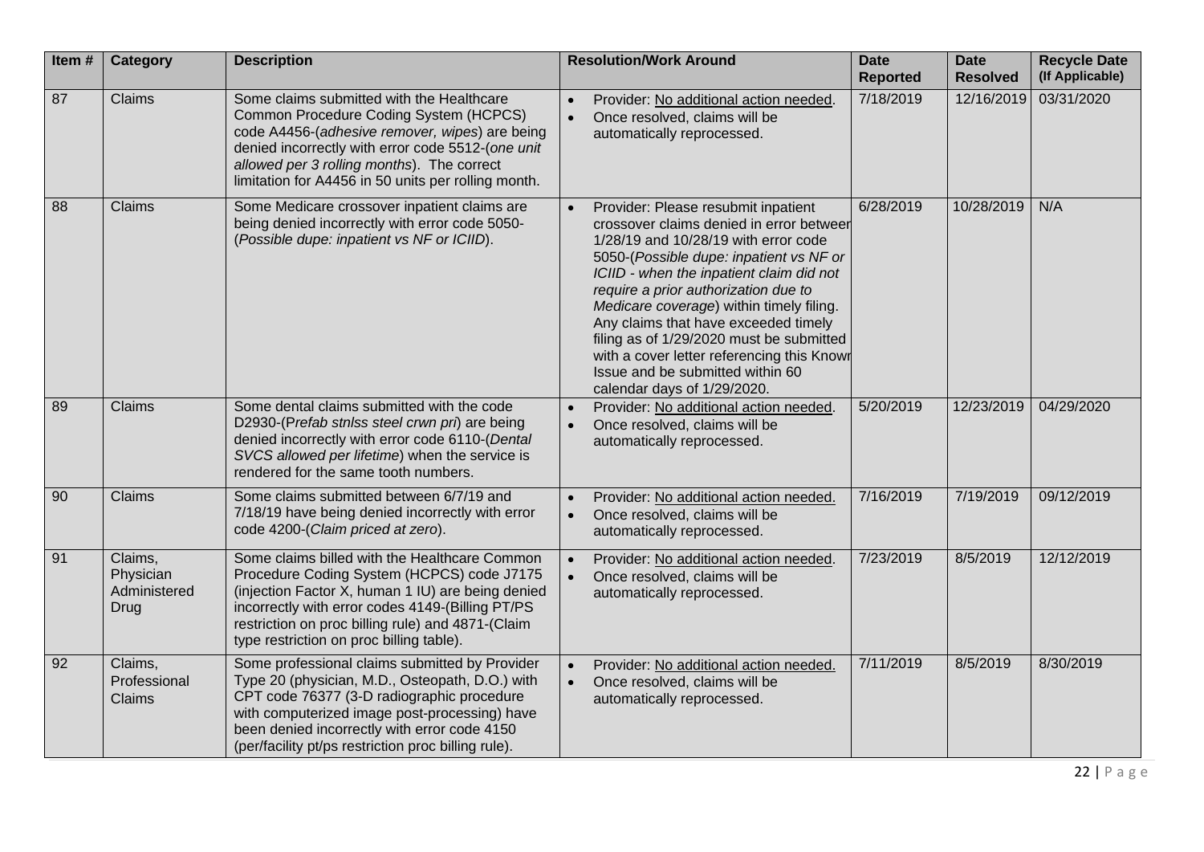| Item # | Category | Description | Resolution/Work Around | Date Reported | Date Resolved | Recycle Date (If Applicable) |
|---|---|---|---|---|---|---|
| 87 | Claims | Some claims submitted with the Healthcare Common Procedure Coding System (HCPCS) code A4456-(*adhesive remover, wipes*) are being denied incorrectly with error code 5512-(*one unit allowed per 3 rolling months*). The correct limitation for A4456 in 50 units per rolling month. | • Provider: No additional action needed.<br>• Once resolved, claims will be automatically reprocessed. | 7/18/2019 | 12/16/2019 | 03/31/2020 |
| 88 | Claims | Some Medicare crossover inpatient claims are being denied incorrectly with error code 5050-(*Possible dupe: inpatient vs NF or ICIID*). | • Provider: Please resubmit inpatient crossover claims denied in error between 1/28/19 and 10/28/19 with error code 5050-(*Possible dupe: inpatient vs NF or ICIID - when the inpatient claim did not require a prior authorization due to Medicare coverage*) within timely filing. Any claims that have exceeded timely filing as of 1/29/2020 must be submitted with a cover letter referencing this Known Issue and be submitted within 60 calendar days of 1/29/2020. | 6/28/2019 | 10/28/2019 | N/A |
| 89 | Claims | Some dental claims submitted with the code D2930-(*Prefab stnlss steel crwn pri*) are being denied incorrectly with error code 6110-(*Dental SVCS allowed per lifetime*) when the service is rendered for the same tooth numbers. | • Provider: No additional action needed.<br>• Once resolved, claims will be automatically reprocessed. | 5/20/2019 | 12/23/2019 | 04/29/2020 |
| 90 | Claims | Some claims submitted between 6/7/19 and 7/18/19 have being denied incorrectly with error code 4200-(*Claim priced at zero*). | • Provider: No additional action needed.<br>• Once resolved, claims will be automatically reprocessed. | 7/16/2019 | 7/19/2019 | 09/12/2019 |
| 91 | Claims, Physician Administered Drug | Some claims billed with the Healthcare Common Procedure Coding System (HCPCS) code J7175 (injection Factor X, human 1 IU) are being denied incorrectly with error codes 4149-(Billing PT/PS restriction on proc billing rule) and 4871-(Claim type restriction on proc billing table). | • Provider: No additional action needed.<br>• Once resolved, claims will be automatically reprocessed. | 7/23/2019 | 8/5/2019 | 12/12/2019 |
| 92 | Claims, Professional Claims | Some professional claims submitted by Provider Type 20 (physician, M.D., Osteopath, D.O.) with CPT code 76377 (3-D radiographic procedure with computerized image post-processing) have been denied incorrectly with error code 4150 (per/facility pt/ps restriction proc billing rule). | • Provider: No additional action needed.<br>• Once resolved, claims will be automatically reprocessed. | 7/11/2019 | 8/5/2019 | 8/30/2019 |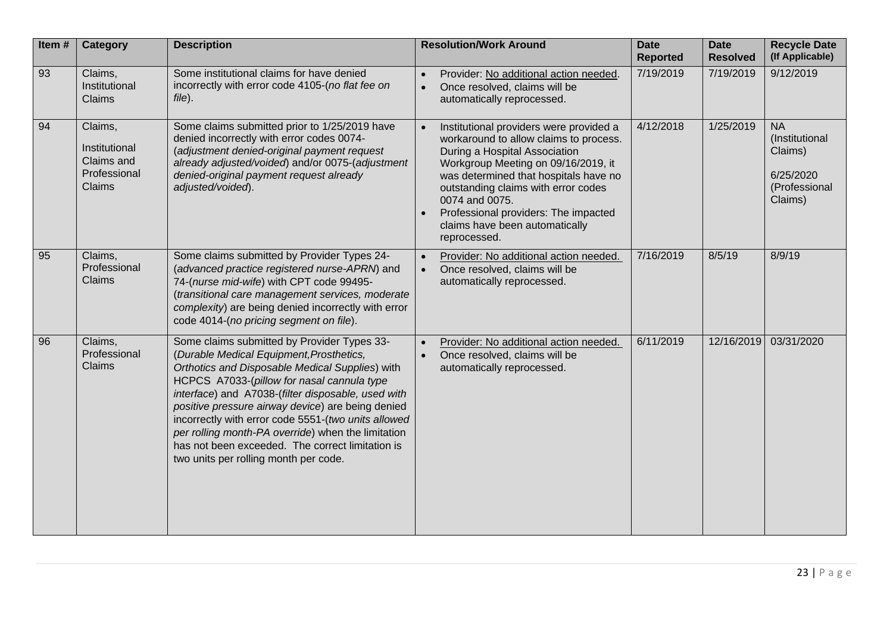| Item # | Category | Description | Resolution/Work Around | Date Reported | Date Resolved | Recycle Date (If Applicable) |
|---|---|---|---|---|---|---|
| 93 | Claims, Institutional Claims | Some institutional claims for have denied incorrectly with error code 4105-(*no flat fee on file*). | • Provider: No additional action needed.<br>• Once resolved, claims will be automatically reprocessed. | 7/19/2019 | 7/19/2019 | 9/12/2019 |
| 94 | Claims, Institutional Claims and Professional Claims | Some claims submitted prior to 1/25/2019 have denied incorrectly with error codes 0074-(*adjustment denied-original payment request already adjusted/voided*) and/or 0075-(*adjustment denied-original payment request already adjusted/voided*). | • Institutional providers were provided a workaround to allow claims to process. During a Hospital Association Workgroup Meeting on 09/16/2019, it was determined that hospitals have no outstanding claims with error codes 0074 and 0075.<br>• Professional providers: The impacted claims have been automatically reprocessed. | 4/12/2018 | 1/25/2019 | NA (Institutional Claims)<br>6/25/2020 (Professional Claims) |
| 95 | Claims, Professional Claims | Some claims submitted by Provider Types 24-(*advanced practice registered nurse-APRN*) and 74-(*nurse mid-wife*) with CPT code 99495-(*transitional care management services, moderate complexity*) are being denied incorrectly with error code 4014-(*no pricing segment on file*). | • Provider: No additional action needed.<br>• Once resolved, claims will be automatically reprocessed. | 7/16/2019 | 8/5/19 | 8/9/19 |
| 96 | Claims, Professional Claims | Some claims submitted by Provider Types 33-(*Durable Medical Equipment,Prosthetics, Orthotics and Disposable Medical Supplies*) with HCPCS A7033-(*pillow for nasal cannula type interface*) and A7038-(*filter disposable, used with positive pressure airway device*) are being denied incorrectly with error code 5551-(*two units allowed per rolling month-PA override*) when the limitation has not been exceeded. The correct limitation is two units per rolling month per code. | • Provider: No additional action needed.<br>• Once resolved, claims will be automatically reprocessed. | 6/11/2019 | 12/16/2019 | 03/31/2020 |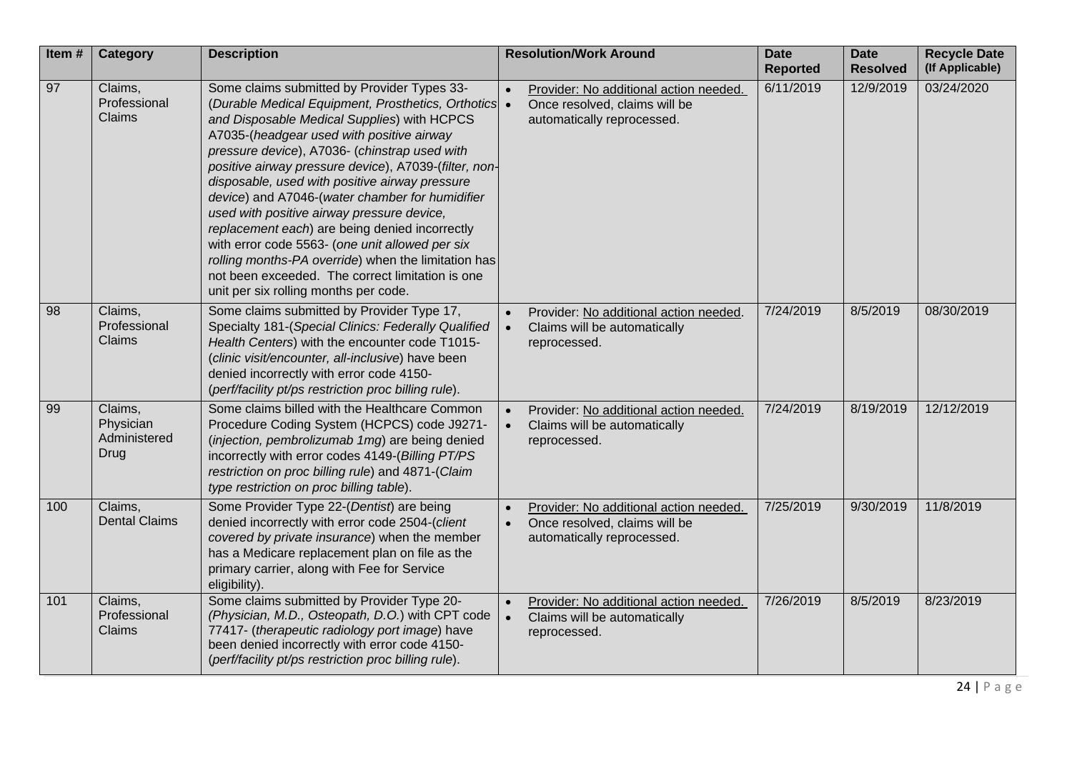| Item # | Category | Description | Resolution/Work Around | Date Reported | Date Resolved | Recycle Date (If Applicable) |
|---|---|---|---|---|---|---|
| 97 | Claims, Professional Claims | Some claims submitted by Provider Types 33-(*Durable Medical Equipment, Prosthetics, Orthotics and Disposable Medical Supplies*) with HCPCS A7035-(*headgear used with positive airway pressure device*), A7036- (*chinstrap used with positive airway pressure device*), A7039-(*filter, non-disposable, used with positive airway pressure device*) and A7046-(*water chamber for humidifier used with positive airway pressure device, replacement each*) are being denied incorrectly with error code 5563- (*one unit allowed per six rolling months-PA override*) when the limitation has not been exceeded. The correct limitation is one unit per six rolling months per code. | • Provider: No additional action needed.<br>• Once resolved, claims will be automatically reprocessed. | 6/11/2019 | 12/9/2019 | 03/24/2020 |
| 98 | Claims, Professional Claims | Some claims submitted by Provider Type 17, Specialty 181-(*Special Clinics: Federally Qualified Health Centers*) with the encounter code T1015-(*clinic visit/encounter, all-inclusive*) have been denied incorrectly with error code 4150-(*perf/facility pt/ps restriction proc billing rule*). | • Provider: No additional action needed.<br>• Claims will be automatically reprocessed. | 7/24/2019 | 8/5/2019 | 08/30/2019 |
| 99 | Claims, Physician Administered Drug | Some claims billed with the Healthcare Common Procedure Coding System (HCPCS) code J9271-(*injection, pembrolizumab 1mg*) are being denied incorrectly with error codes 4149-(*Billing PT/PS restriction on proc billing rule*) and 4871-(*Claim type restriction on proc billing table*). | • Provider: No additional action needed.<br>• Claims will be automatically reprocessed. | 7/24/2019 | 8/19/2019 | 12/12/2019 |
| 100 | Claims, Dental Claims | Some Provider Type 22-(*Dentist*) are being denied incorrectly with error code 2504-(*client covered by private insurance*) when the member has a Medicare replacement plan on file as the primary carrier, along with Fee for Service eligibility). | • Provider: No additional action needed.<br>• Once resolved, claims will be automatically reprocessed. | 7/25/2019 | 9/30/2019 | 11/8/2019 |
| 101 | Claims, Professional Claims | Some claims submitted by Provider Type 20-(*Physician, M.D., Osteopath, D.O.*) with CPT code 77417- (*therapeutic radiology port image*) have been denied incorrectly with error code 4150-(*perf/facility pt/ps restriction proc billing rule*). | • Provider: No additional action needed.<br>• Claims will be automatically reprocessed. | 7/26/2019 | 8/5/2019 | 8/23/2019 |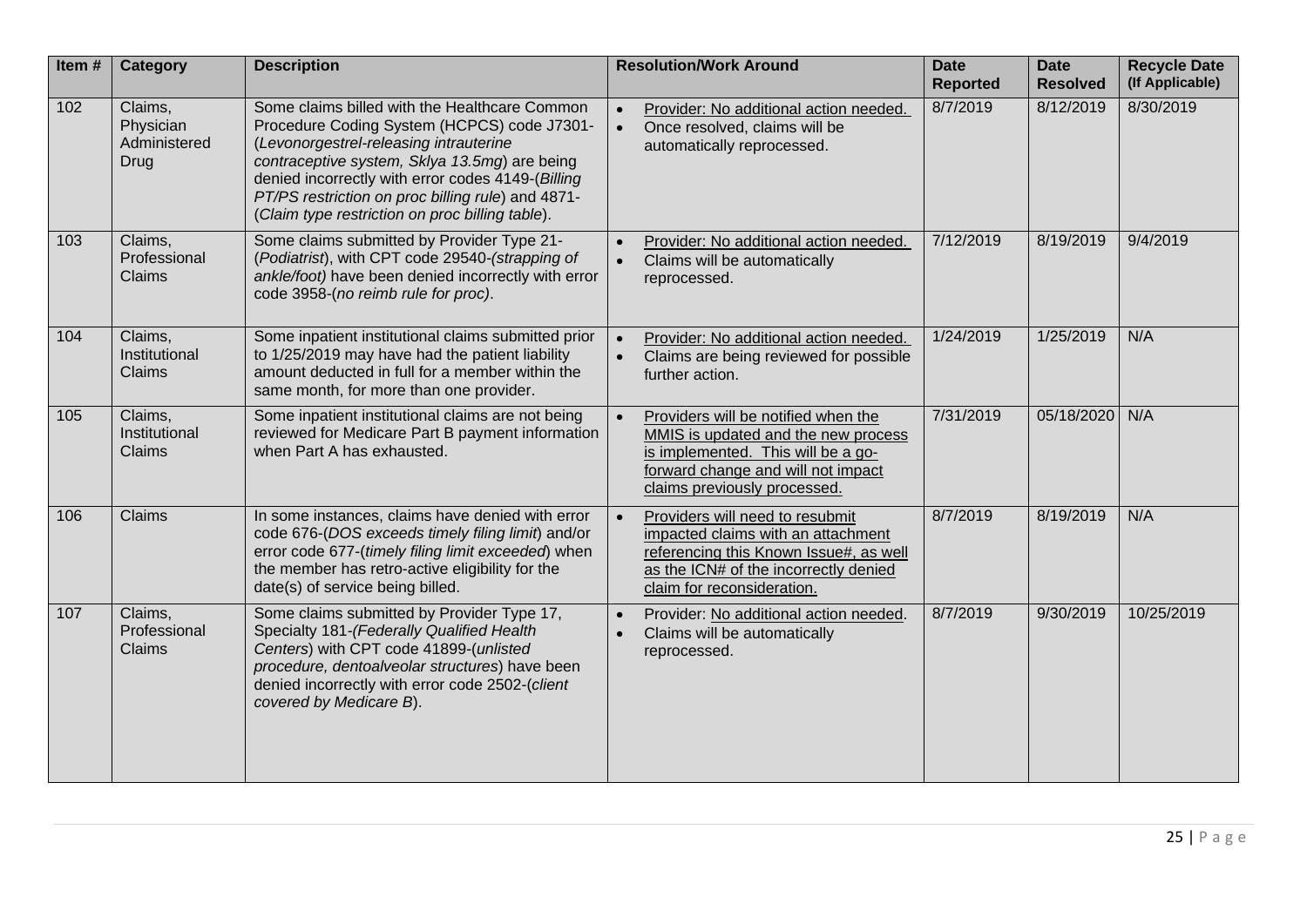| Item # | Category | Description | Resolution/Work Around | Date Reported | Date Resolved | Recycle Date (If Applicable) |
|---|---|---|---|---|---|---|
| 102 | Claims, Physician Administered Drug | Some claims billed with the Healthcare Common Procedure Coding System (HCPCS) code J7301-(*Levonorgestrel-releasing intrauterine contraceptive system, Sklya 13.5mg*) are being denied incorrectly with error codes 4149-(*Billing PT/PS restriction on proc billing rule*) and 4871-(*Claim type restriction on proc billing table*). | • Provider: No additional action needed.<br>• Once resolved, claims will be automatically reprocessed. | 8/7/2019 | 8/12/2019 | 8/30/2019 |
| 103 | Claims, Professional Claims | Some claims submitted by Provider Type 21-(*Podiatrist*), with CPT code 29540-(*strapping of ankle/foot)* have been denied incorrectly with error code 3958-(*no reimb rule for proc)*. | • Provider: No additional action needed.<br>• Claims will be automatically reprocessed. | 7/12/2019 | 8/19/2019 | 9/4/2019 |
| 104 | Claims, Institutional Claims | Some inpatient institutional claims submitted prior to 1/25/2019 may have had the patient liability amount deducted in full for a member within the same month, for more than one provider. | • Provider: No additional action needed.<br>• Claims are being reviewed for possible further action. | 1/24/2019 | 1/25/2019 | N/A |
| 105 | Claims, Institutional Claims | Some inpatient institutional claims are not being reviewed for Medicare Part B payment information when Part A has exhausted. | • Providers will be notified when the MMIS is updated and the new process is implemented. This will be a go-forward change and will not impact claims previously processed. | 7/31/2019 | 05/18/2020 | N/A |
| 106 | Claims | In some instances, claims have denied with error code 676-(*DOS exceeds timely filing limit*) and/or error code 677-(*timely filing limit exceeded*) when the member has retro-active eligibility for the date(s) of service being billed. | • Providers will need to resubmit impacted claims with an attachment referencing this Known Issue#, as well as the ICN# of the incorrectly denied claim for reconsideration. | 8/7/2019 | 8/19/2019 | N/A |
| 107 | Claims, Professional Claims | Some claims submitted by Provider Type 17, Specialty 181-(*Federally Qualified Health Centers*) with CPT code 41899-(*unlisted procedure, dentoalveolar structures*) have been denied incorrectly with error code 2502-(*client covered by Medicare B*). | • Provider: No additional action needed.<br>• Claims will be automatically reprocessed. | 8/7/2019 | 9/30/2019 | 10/25/2019 |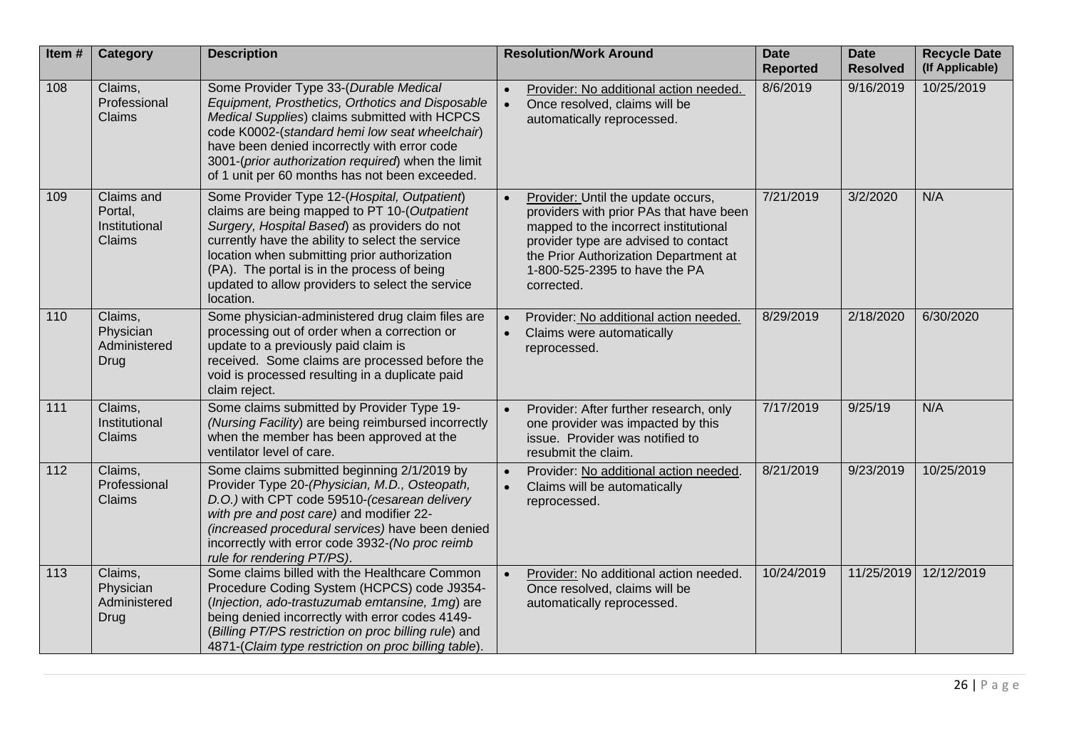| Item # | Category | Description | Resolution/Work Around | Date Reported | Date Resolved | Recycle Date (If Applicable) |
|---|---|---|---|---|---|---|
| 108 | Claims, Professional Claims | Some Provider Type 33-(*Durable Medical Equipment, Prosthetics, Orthotics and Disposable Medical Supplies*) claims submitted with HCPCS code K0002-(*standard hemi low seat wheelchair*) have been denied incorrectly with error code 3001-(*prior authorization required*) when the limit of 1 unit per 60 months has not been exceeded. | • Provider: No additional action needed.<br>• Once resolved, claims will be automatically reprocessed. | 8/6/2019 | 9/16/2019 | 10/25/2019 |
| 109 | Claims and Portal, Institutional Claims | Some Provider Type 12-(*Hospital, Outpatient*) claims are being mapped to PT 10-(*Outpatient Surgery, Hospital Based*) as providers do not currently have the ability to select the service location when submitting prior authorization (PA). The portal is in the process of being updated to allow providers to select the service location. | • Provider: Until the update occurs, providers with prior PAs that have been mapped to the incorrect institutional provider type are advised to contact the Prior Authorization Department at 1-800-525-2395 to have the PA corrected. | 7/21/2019 | 3/2/2020 | N/A |
| 110 | Claims, Physician Administered Drug | Some physician-administered drug claim files are processing out of order when a correction or update to a previously paid claim is received. Some claims are processed before the void is processed resulting in a duplicate paid claim reject. | • Provider: No additional action needed.<br>• Claims were automatically reprocessed. | 8/29/2019 | 2/18/2020 | 6/30/2020 |
| 111 | Claims, Institutional Claims | Some claims submitted by Provider Type 19-(*Nursing Facility*) are being reimbursed incorrectly when the member has been approved at the ventilator level of care. | • Provider: After further research, only one provider was impacted by this issue. Provider was notified to resubmit the claim. | 7/17/2019 | 9/25/19 | N/A |
| 112 | Claims, Professional Claims | Some claims submitted beginning 2/1/2019 by Provider Type 20-(*Physician, M.D., Osteopath, D.O.*) with CPT code 59510-(*cesarean delivery with pre and post care*) and modifier 22-(*increased procedural services*) have been denied incorrectly with error code 3932-(*No proc reimb rule for rendering PT/PS*). | • Provider: No additional action needed.<br>• Claims will be automatically reprocessed. | 8/21/2019 | 9/23/2019 | 10/25/2019 |
| 113 | Claims, Physician Administered Drug | Some claims billed with the Healthcare Common Procedure Coding System (HCPCS) code J9354-(*Injection, ado-trastuzumab emtansine, 1mg*) are being denied incorrectly with error codes 4149-(*Billing PT/PS restriction on proc billing rule*) and 4871-(*Claim type restriction on proc billing table*). | • Provider: No additional action needed. Once resolved, claims will be automatically reprocessed. | 10/24/2019 | 11/25/2019 | 12/12/2019 |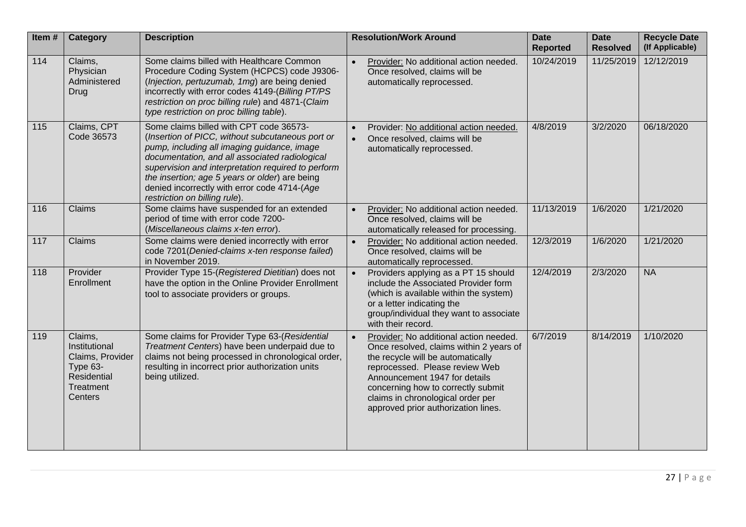| Item # | Category | Description | Resolution/Work Around | Date Reported | Date Resolved | Recycle Date (If Applicable) |
|---|---|---|---|---|---|---|
| 114 | Claims, Physician Administered Drug | Some claims billed with Healthcare Common Procedure Coding System (HCPCS) code J9306-(*Injection, pertuzumab, 1mg*) are being denied incorrectly with error codes 4149-(*Billing PT/PS restriction on proc billing rule*) and 4871-(*Claim type restriction on proc billing table*). | • Provider: No additional action needed. Once resolved, claims will be automatically reprocessed. | 10/24/2019 | 11/25/2019 | 12/12/2019 |
| 115 | Claims, CPT Code 36573 | Some claims billed with CPT code 36573-(*Insertion of PICC, without subcutaneous port or pump, including all imaging guidance, image documentation, and all associated radiological supervision and interpretation required to perform the insertion; age 5 years or older*) are being denied incorrectly with error code 4714-(*Age restriction on billing rule*). | • Provider: No additional action needed.<br>• Once resolved, claims will be automatically reprocessed. | 4/8/2019 | 3/2/2020 | 06/18/2020 |
| 116 | Claims | Some claims have suspended for an extended period of time with error code 7200-(*Miscellaneous claims x-ten error*). | • Provider: No additional action needed. Once resolved, claims will be automatically released for processing. | 11/13/2019 | 1/6/2020 | 1/21/2020 |
| 117 | Claims | Some claims were denied incorrectly with error code 7201(*Denied-claims x-ten response failed*) in November 2019. | • Provider: No additional action needed. Once resolved, claims will be automatically reprocessed. | 12/3/2019 | 1/6/2020 | 1/21/2020 |
| 118 | Provider Enrollment | Provider Type 15-(*Registered Dietitian*) does not have the option in the Online Provider Enrollment tool to associate providers or groups. | • Providers applying as a PT 15 should include the Associated Provider form (which is available within the system) or a letter indicating the group/individual they want to associate with their record. | 12/4/2019 | 2/3/2020 | NA |
| 119 | Claims, Institutional Claims, Provider Type 63-Residential Treatment Centers | Some claims for Provider Type 63-(*Residential Treatment Centers*) have been underpaid due to claims not being processed in chronological order, resulting in incorrect prior authorization units being utilized. | • Provider: No additional action needed. Once resolved, claims within 2 years of the recycle will be automatically reprocessed. Please review Web Announcement 1947 for details concerning how to correctly submit claims in chronological order per approved prior authorization lines. | 6/7/2019 | 8/14/2019 | 1/10/2020 |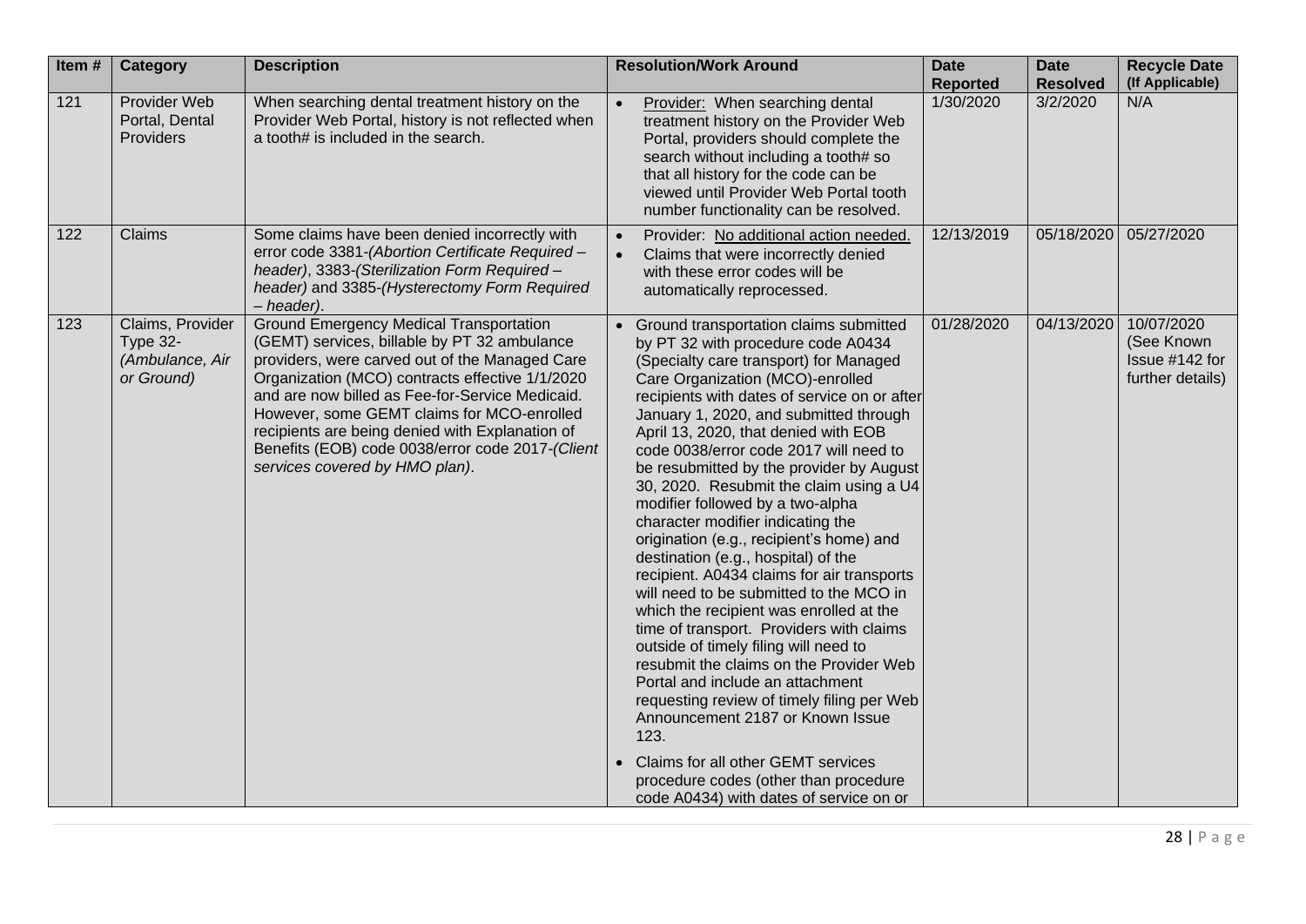| Item # | Category | Description | Resolution/Work Around | Date Reported | Date Resolved | Recycle Date (If Applicable) |
|---|---|---|---|---|---|---|
| 121 | Provider Web Portal, Dental Providers | When searching dental treatment history on the Provider Web Portal, history is not reflected when a tooth# is included in the search. | • Provider: When searching dental treatment history on the Provider Web Portal, providers should complete the search without including a tooth# so that all history for the code can be viewed until Provider Web Portal tooth number functionality can be resolved. | 1/30/2020 | 3/2/2020 | N/A |
| 122 | Claims | Some claims have been denied incorrectly with error code 3381-*(Abortion Certificate Required – header)*, 3383-*(Sterilization Form Required – header)* and 3385-*(Hysterectomy Form Required – header)*. | • Provider: No additional action needed.<br>• Claims that were incorrectly denied with these error codes will be automatically reprocessed. | 12/13/2019 | 05/18/2020 | 05/27/2020 |
| 123 | Claims, Provider Type 32-*(Ambulance, Air or Ground)* | Ground Emergency Medical Transportation (GEMT) services, billable by PT 32 ambulance providers, were carved out of the Managed Care Organization (MCO) contracts effective 1/1/2020 and are now billed as Fee-for-Service Medicaid. However, some GEMT claims for MCO-enrolled recipients are being denied with Explanation of Benefits (EOB) code 0038/error code 2017-*(Client services covered by HMO plan)*. | • Ground transportation claims submitted by PT 32 with procedure code A0434 (Specialty care transport) for Managed Care Organization (MCO)-enrolled recipients with dates of service on or after January 1, 2020, and submitted through April 13, 2020, that denied with EOB code 0038/error code 2017 will need to be resubmitted by the provider by August 30, 2020. Resubmit the claim using a U4 modifier followed by a two-alpha character modifier indicating the origination (e.g., recipient's home) and destination (e.g., hospital) of the recipient. A0434 claims for air transports will need to be submitted to the MCO in which the recipient was enrolled at the time of transport. Providers with claims outside of timely filing will need to resubmit the claims on the Provider Web Portal and include an attachment requesting review of timely filing per Web Announcement 2187 or Known Issue 123.<br>• Claims for all other GEMT services procedure codes (other than procedure code A0434) with dates of service on or | 01/28/2020 | 04/13/2020 | 10/07/2020 (See Known Issue #142 for further details) |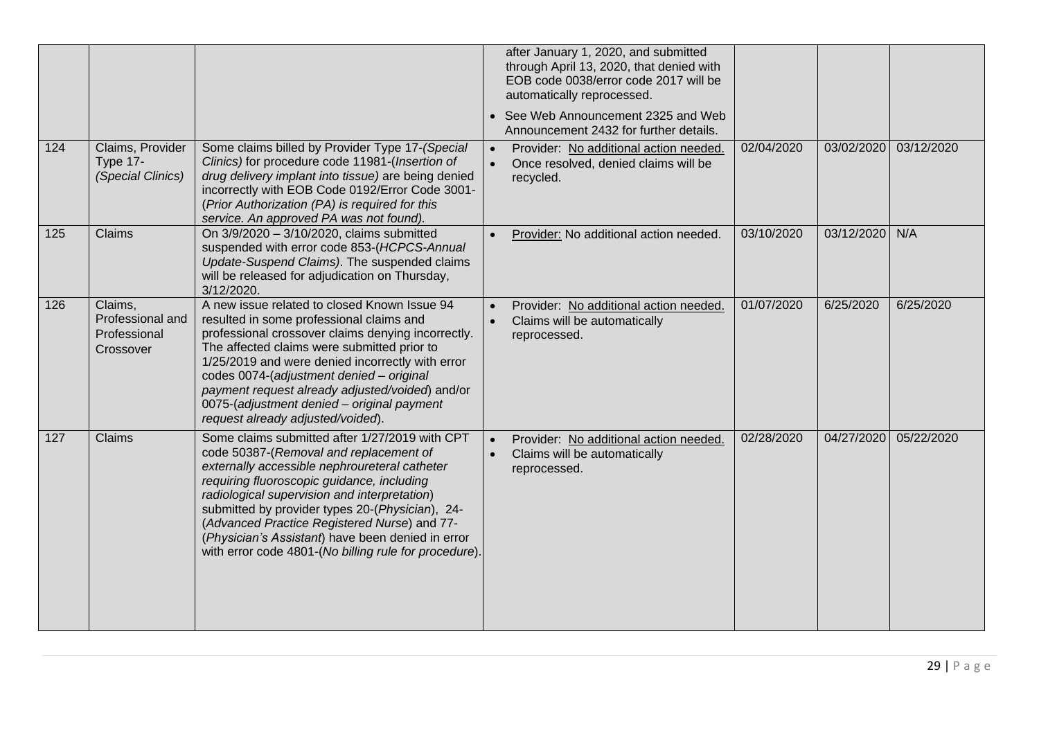| | | | after January 1, 2020, and submitted through April 13, 2020, that denied with EOB code 0038/error code 2017 will be automatically reprocessed.<br>• See Web Announcement 2325 and Web Announcement 2432 for further details. | | | |
|---|---|---|---|---|---|---|
| 124 | Claims, Provider Type 17-*(Special Clinics)* | Some claims billed by Provider Type 17-*(Special Clinics)* for procedure code 11981-(*Insertion of drug delivery implant into tissue)* are being denied incorrectly with EOB Code 0192/Error Code 3001-(*Prior Authorization (PA) is required for this service. An approved PA was not found).* | • Provider: No additional action needed.<br>• Once resolved, denied claims will be recycled. | 02/04/2020 | 03/02/2020 | 03/12/2020 |
| 125 | Claims | On 3/9/2020 – 3/10/2020, claims submitted suspended with error code 853-(*HCPCS-Annual Update-Suspend Claims)*. The suspended claims will be released for adjudication on Thursday, 3/12/2020. | • Provider: No additional action needed. | 03/10/2020 | 03/12/2020 | N/A |
| 126 | Claims, Professional and Professional Crossover | A new issue related to closed Known Issue 94 resulted in some professional claims and professional crossover claims denying incorrectly. The affected claims were submitted prior to 1/25/2019 and were denied incorrectly with error codes 0074-(*adjustment denied – original payment request already adjusted/voided*) and/or 0075-(*adjustment denied – original payment request already adjusted/voided*). | • Provider: No additional action needed.<br>• Claims will be automatically reprocessed. | 01/07/2020 | 6/25/2020 | 6/25/2020 |
| 127 | Claims | Some claims submitted after 1/27/2019 with CPT code 50387-(*Removal and replacement of externally accessible nephroureteral catheter requiring fluoroscopic guidance, including radiological supervision and interpretation*) submitted by provider types 20-(*Physician*), 24-(*Advanced Practice Registered Nurse*) and 77-(*Physician's Assistant*) have been denied in error with error code 4801-(*No billing rule for procedure*). | • Provider: No additional action needed.<br>• Claims will be automatically reprocessed. | 02/28/2020 | 04/27/2020 | 05/22/2020 |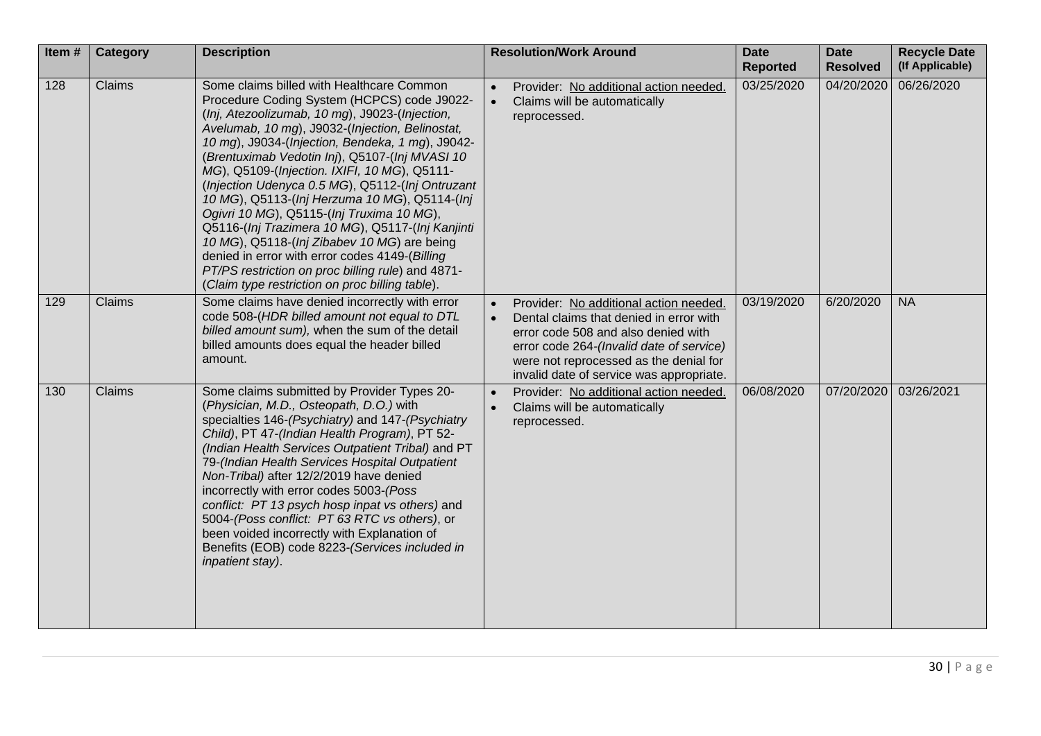| Item # | Category | Description | Resolution/Work Around | Date Reported | Date Resolved | Recycle Date (If Applicable) |
|---|---|---|---|---|---|---|
| 128 | Claims | Some claims billed with Healthcare Common Procedure Coding System (HCPCS) code J9022-(*Inj, Atezoolizumab, 10 mg*), J9023-(*Injection, Avelumab, 10 mg*), J9032-(*Injection, Belinostat, 10 mg*), J9034-(*Injection, Bendeka, 1 mg*), J9042-(*Brentuximab Vedotin Inj*), Q5107-(*Inj MVASI 10 MG*), Q5109-(*Injection. IXIFI, 10 MG*), Q5111-(*Injection Udenyca 0.5 MG*), Q5112-(*Inj Ontruzant 10 MG*), Q5113-(*Inj Herzuma 10 MG*), Q5114-(*Inj Ogivri 10 MG*), Q5115-(*Inj Truxima 10 MG*), Q5116-(*Inj Trazimera 10 MG*), Q5117-(*Inj Kanjinti 10 MG*), Q5118-(*Inj Zibabev 10 MG*) are being denied in error with error codes 4149-(*Billing PT/PS restriction on proc billing rule*) and 4871-(*Claim type restriction on proc billing table*). | • Provider: No additional action needed.<br>• Claims will be automatically reprocessed. | 03/25/2020 | 04/20/2020 | 06/26/2020 |
| 129 | Claims | Some claims have denied incorrectly with error code 508-(*HDR billed amount not equal to DTL billed amount sum),* when the sum of the detail billed amounts does equal the header billed amount. | • Provider: No additional action needed.<br>• Dental claims that denied in error with error code 508 and also denied with error code 264-*(Invalid date of service)* were not reprocessed as the denial for invalid date of service was appropriate. | 03/19/2020 | 6/20/2020 | NA |
| 130 | Claims | Some claims submitted by Provider Types 20-*(Physician, M.D., Osteopath, D.O.)* with specialties 146-*(Psychiatry)* and 147-*(Psychiatry Child)*, PT 47-*(Indian Health Program)*, PT 52-*(Indian Health Services Outpatient Tribal)* and PT 79-*(Indian Health Services Hospital Outpatient Non-Tribal)* after 12/2/2019 have denied incorrectly with error codes 5003-*(Poss conflict: PT 13 psych hosp inpat vs others)* and 5004-*(Poss conflict: PT 63 RTC vs others)*, or been voided incorrectly with Explanation of Benefits (EOB) code 8223-*(Services included in inpatient stay)*. | • Provider: No additional action needed.<br>• Claims will be automatically reprocessed. | 06/08/2020 | 07/20/2020 | 03/26/2021 |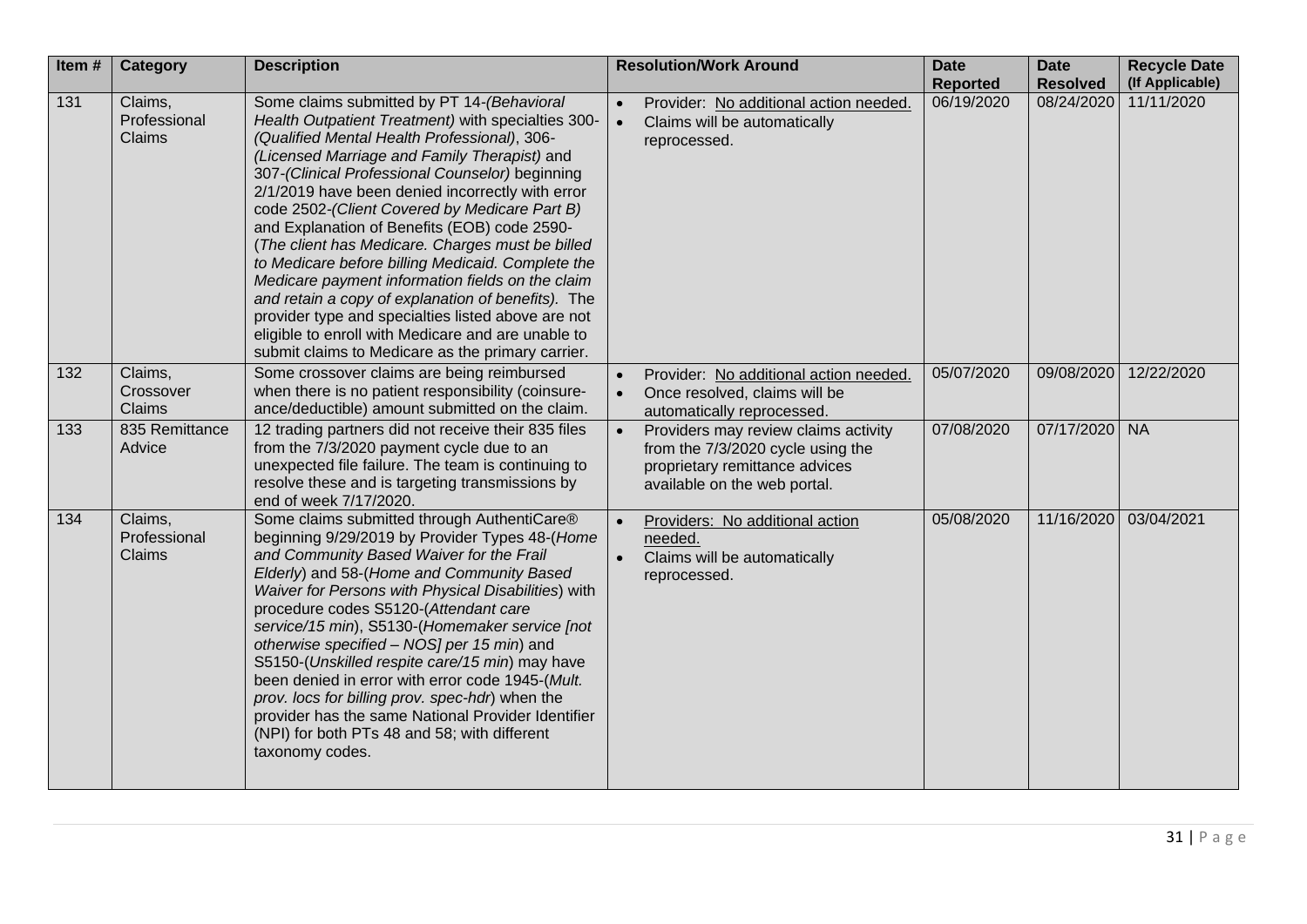| Item # | Category | Description | Resolution/Work Around | Date Reported | Date Resolved | Recycle Date (If Applicable) |
|---|---|---|---|---|---|---|
| 131 | Claims, Professional Claims | Some claims submitted by PT 14-*(Behavioral Health Outpatient Treatment)* with specialties 300-*(Qualified Mental Health Professional)*, 306-*(Licensed Marriage and Family Therapist)* and 307-*(Clinical Professional Counselor)* beginning 2/1/2019 have been denied incorrectly with error code 2502-*(Client Covered by Medicare Part B)* and Explanation of Benefits (EOB) code 2590-(*The client has Medicare. Charges must be billed to Medicare before billing Medicaid. Complete the Medicare payment information fields on the claim and retain a copy of explanation of benefits).* The provider type and specialties listed above are not eligible to enroll with Medicare and are unable to submit claims to Medicare as the primary carrier. | • Provider: No additional action needed.<br>• Claims will be automatically reprocessed. | 06/19/2020 | 08/24/2020 | 11/11/2020 |
| 132 | Claims, Crossover Claims | Some crossover claims are being reimbursed when there is no patient responsibility (coinsure-ance/deductible) amount submitted on the claim. | • Provider: No additional action needed.<br>• Once resolved, claims will be automatically reprocessed. | 05/07/2020 | 09/08/2020 | 12/22/2020 |
| 133 | 835 Remittance Advice | 12 trading partners did not receive their 835 files from the 7/3/2020 payment cycle due to an unexpected file failure. The team is continuing to resolve these and is targeting transmissions by end of week 7/17/2020. | • Providers may review claims activity from the 7/3/2020 cycle using the proprietary remittance advices available on the web portal. | 07/08/2020 | 07/17/2020 | NA |
| 134 | Claims, Professional Claims | Some claims submitted through AuthentiCare® beginning 9/29/2019 by Provider Types 48-(*Home and Community Based Waiver for the Frail Elderly*) and 58-(*Home and Community Based Waiver for Persons with Physical Disabilities*) with procedure codes S5120-(*Attendant care service/15 min*), S5130-(*Homemaker service [not otherwise specified – NOS] per 15 min*) and S5150-(*Unskilled respite care/15 min*) may have been denied in error with error code 1945-(*Mult. prov. locs for billing prov. spec-hdr*) when the provider has the same National Provider Identifier (NPI) for both PTs 48 and 58; with different taxonomy codes. | • Providers: No additional action needed.<br>• Claims will be automatically reprocessed. | 05/08/2020 | 11/16/2020 | 03/04/2021 |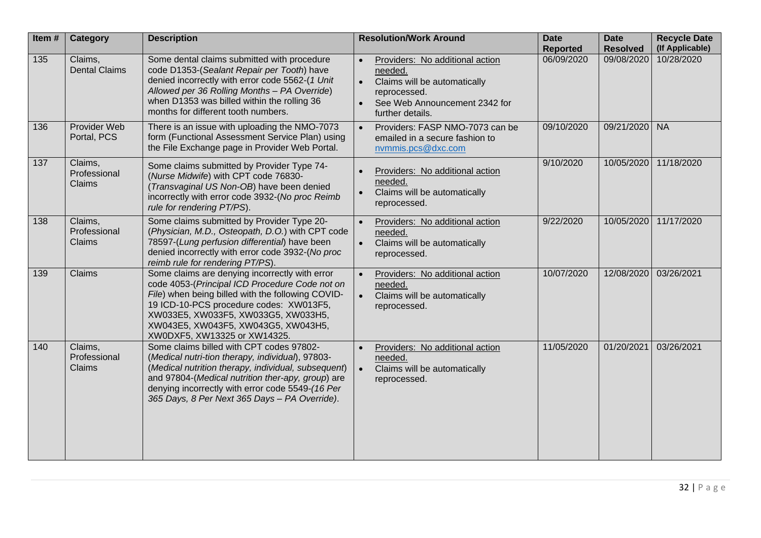| Item # | Category | Description | Resolution/Work Around | Date Reported | Date Resolved | Recycle Date (If Applicable) |
|---|---|---|---|---|---|---|
| 135 | Claims, Dental Claims | Some dental claims submitted with procedure code D1353-(*Sealant Repair per Tooth*) have denied incorrectly with error code 5562-(*1 Unit Allowed per 36 Rolling Months – PA Override*) when D1353 was billed within the rolling 36 months for different tooth numbers. | • Providers: No additional action needed.<br>• Claims will be automatically reprocessed.<br>• See Web Announcement 2342 for further details. | 06/09/2020 | 09/08/2020 | 10/28/2020 |
| 136 | Provider Web Portal, PCS | There is an issue with uploading the NMO-7073 form (Functional Assessment Service Plan) using the File Exchange page in Provider Web Portal. | • Providers: FASP NMO-7073 can be emailed in a secure fashion to nvmmis.pcs@dxc.com | 09/10/2020 | 09/21/2020 | NA |
| 137 | Claims, Professional Claims | Some claims submitted by Provider Type 74-(*Nurse Midwife*) with CPT code 76830-(*Transvaginal US Non-OB*) have been denied incorrectly with error code 3932-(*No proc Reimb rule for rendering PT/PS*). | • Providers: No additional action needed.<br>• Claims will be automatically reprocessed. | 9/10/2020 | 10/05/2020 | 11/18/2020 |
| 138 | Claims, Professional Claims | Some claims submitted by Provider Type 20-(*Physician, M.D., Osteopath, D.O.*) with CPT code 78597-(*Lung perfusion differential*) have been denied incorrectly with error code 3932-(*No proc reimb rule for rendering PT/PS*). | • Providers: No additional action needed.<br>• Claims will be automatically reprocessed. | 9/22/2020 | 10/05/2020 | 11/17/2020 |
| 139 | Claims | Some claims are denying incorrectly with error code 4053-(*Principal ICD Procedure Code not on File*) when being billed with the following COVID-19 ICD-10-PCS procedure codes: XW013F5, XW033E5, XW033F5, XW033G5, XW033H5, XW043E5, XW043F5, XW043G5, XW043H5, XW0DXF5, XW13325 or XW14325. | • Providers: No additional action needed.<br>• Claims will be automatically reprocessed. | 10/07/2020 | 12/08/2020 | 03/26/2021 |
| 140 | Claims, Professional Claims | Some claims billed with CPT codes 97802-(*Medical nutri-tion therapy, individual*), 97803-(*Medical nutrition therapy, individual, subsequent*) and 97804-(*Medical nutrition ther-apy, group*) are denying incorrectly with error code 5549-*(16 Per 365 Days, 8 Per Next 365 Days – PA Override)*. | • Providers: No additional action needed.<br>• Claims will be automatically reprocessed. | 11/05/2020 | 01/20/2021 | 03/26/2021 |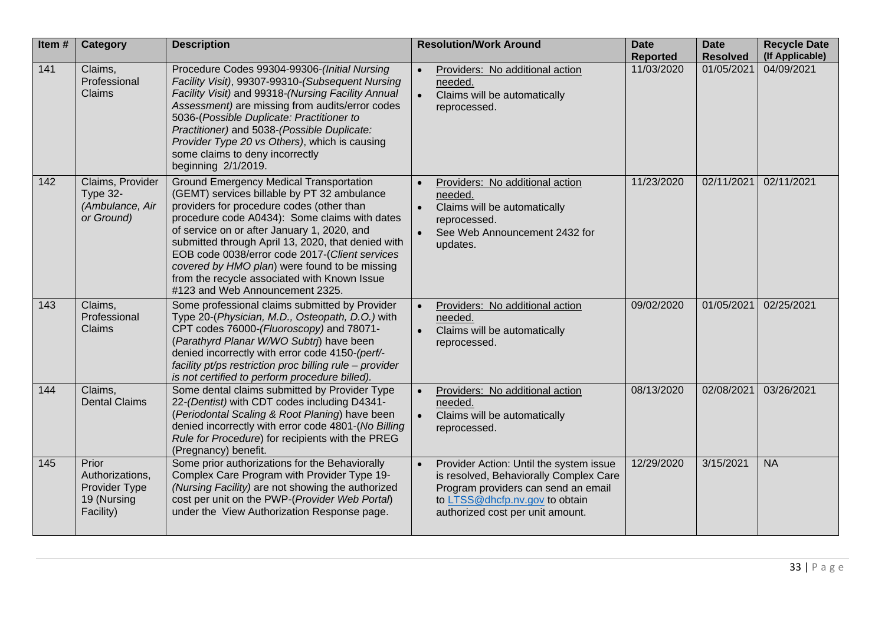| Item # | Category | Description | Resolution/Work Around | Date Reported | Date Resolved | Recycle Date (If Applicable) |
|---|---|---|---|---|---|---|
| 141 | Claims, Professional Claims | Procedure Codes 99304-99306-*(Initial Nursing Facility Visit)*, 99307-99310-*(Subsequent Nursing Facility Visit)* and 99318-*(Nursing Facility Annual Assessment)* are missing from audits/error codes 5036-*(Possible Duplicate: Practitioner to Practitioner)* and 5038-*(Possible Duplicate: Provider Type 20 vs Others)*, which is causing some claims to deny incorrectly beginning 2/1/2019. | • Providers: No additional action needed.<br>• Claims will be automatically reprocessed. | 11/03/2020 | 01/05/2021 | 04/09/2021 |
| 142 | Claims, Provider Type 32-*(Ambulance, Air or Ground)* | Ground Emergency Medical Transportation (GEMT) services billable by PT 32 ambulance providers for procedure codes (other than procedure code A0434): Some claims with dates of service on or after January 1, 2020, and submitted through April 13, 2020, that denied with EOB code 0038/error code 2017-*(Client services covered by HMO plan)* were found to be missing from the recycle associated with Known Issue #123 and Web Announcement 2325. | • Providers: No additional action needed.<br>• Claims will be automatically reprocessed.<br>• See Web Announcement 2432 for updates. | 11/23/2020 | 02/11/2021 | 02/11/2021 |
| 143 | Claims, Professional Claims | Some professional claims submitted by Provider Type 20-*(Physician, M.D., Osteopath, D.O.)* with CPT codes 76000-*(Fluoroscopy)* and 78071-*(Parathyrd Planar W/WO Subtrj*) have been denied incorrectly with error code 4150-*(perf/-facility pt/ps restriction proc billing rule – provider is not certified to perform procedure billed)*. | • Providers: No additional action needed.<br>• Claims will be automatically reprocessed. | 09/02/2020 | 01/05/2021 | 02/25/2021 |
| 144 | Claims, Dental Claims | Some dental claims submitted by Provider Type 22-*(Dentist)* with CDT codes including D4341-*(Periodontal Scaling & Root Planing*) have been denied incorrectly with error code 4801-(*No Billing Rule for Procedure*) for recipients with the PREG (Pregnancy) benefit. | • Providers: No additional action needed.<br>• Claims will be automatically reprocessed. | 08/13/2020 | 02/08/2021 | 03/26/2021 |
| 145 | Prior Authorizations, Provider Type 19 (Nursing Facility) | Some prior authorizations for the Behaviorally Complex Care Program with Provider Type 19-*(Nursing Facility)* are not showing the authorized cost per unit on the PWP-(*Provider Web Portal*) under the View Authorization Response page. | • Provider Action: Until the system issue is resolved, Behaviorally Complex Care Program providers can send an email to LTSS@dhcfp.nv.gov to obtain authorized cost per unit amount. | 12/29/2020 | 3/15/2021 | NA |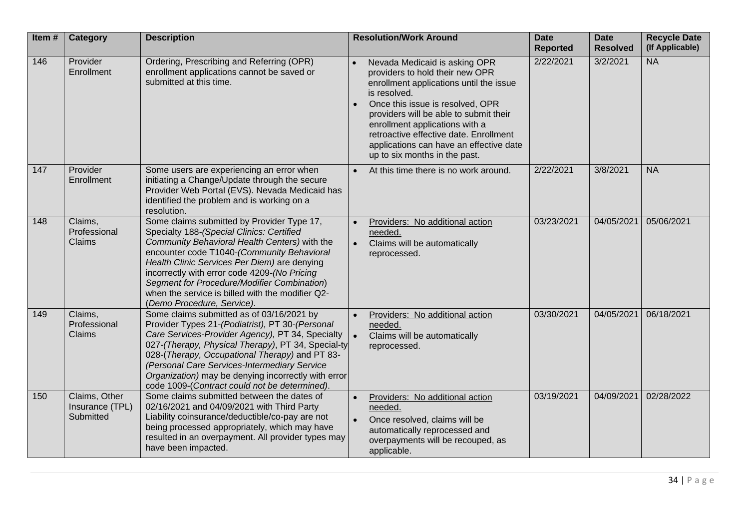| Item # | Category | Description | Resolution/Work Around | Date Reported | Date Resolved | Recycle Date (If Applicable) |
|---|---|---|---|---|---|---|
| 146 | Provider Enrollment | Ordering, Prescribing and Referring (OPR) enrollment applications cannot be saved or submitted at this time. | • Nevada Medicaid is asking OPR providers to hold their new OPR enrollment applications until the issue is resolved.<br>• Once this issue is resolved, OPR providers will be able to submit their enrollment applications with a retroactive effective date. Enrollment applications can have an effective date up to six months in the past. | 2/22/2021 | 3/2/2021 | NA |
| 147 | Provider Enrollment | Some users are experiencing an error when initiating a Change/Update through the secure Provider Web Portal (EVS). Nevada Medicaid has identified the problem and is working on a resolution. | • At this time there is no work around. | 2/22/2021 | 3/8/2021 | NA |
| 148 | Claims, Professional Claims | Some claims submitted by Provider Type 17, Specialty 188-*(Special Clinics: Certified Community Behavioral Health Centers)* with the encounter code T1040-*(Community Behavioral Health Clinic Services Per Diem)* are denying incorrectly with error code 4209-*(No Pricing Segment for Procedure/Modifier Combination)* when the service is billed with the modifier Q2-(*Demo Procedure, Service)*. | • Providers: No additional action needed.<br>• Claims will be automatically reprocessed. | 03/23/2021 | 04/05/2021 | 05/06/2021 |
| 149 | Claims, Professional Claims | Some claims submitted as of 03/16/2021 by Provider Types 21-*(Podiatrist),* PT 30-*(Personal Care Services-Provider Agency),* PT 34, Specialty 027-*(Therapy, Physical Therapy)*, PT 34, Specialty 028-(*Therapy, Occupational Therapy)* and PT 83-*(Personal Care Services-Intermediary Service Organization)* may be denying incorrectly with error code 1009-(*Contract could not be determined)*. | • Providers: No additional action needed.<br>• Claims will be automatically reprocessed. | 03/30/2021 | 04/05/2021 | 06/18/2021 |
| 150 | Claims, Other Insurance (TPL) Submitted | Some claims submitted between the dates of 02/16/2021 and 04/09/2021 with Third Party Liability coinsurance/deductible/co-pay are not being processed appropriately, which may have resulted in an overpayment. All provider types may have been impacted. | • Providers: No additional action needed.<br>• Once resolved, claims will be automatically reprocessed and overpayments will be recouped, as applicable. | 03/19/2021 | 04/09/2021 | 02/28/2022 |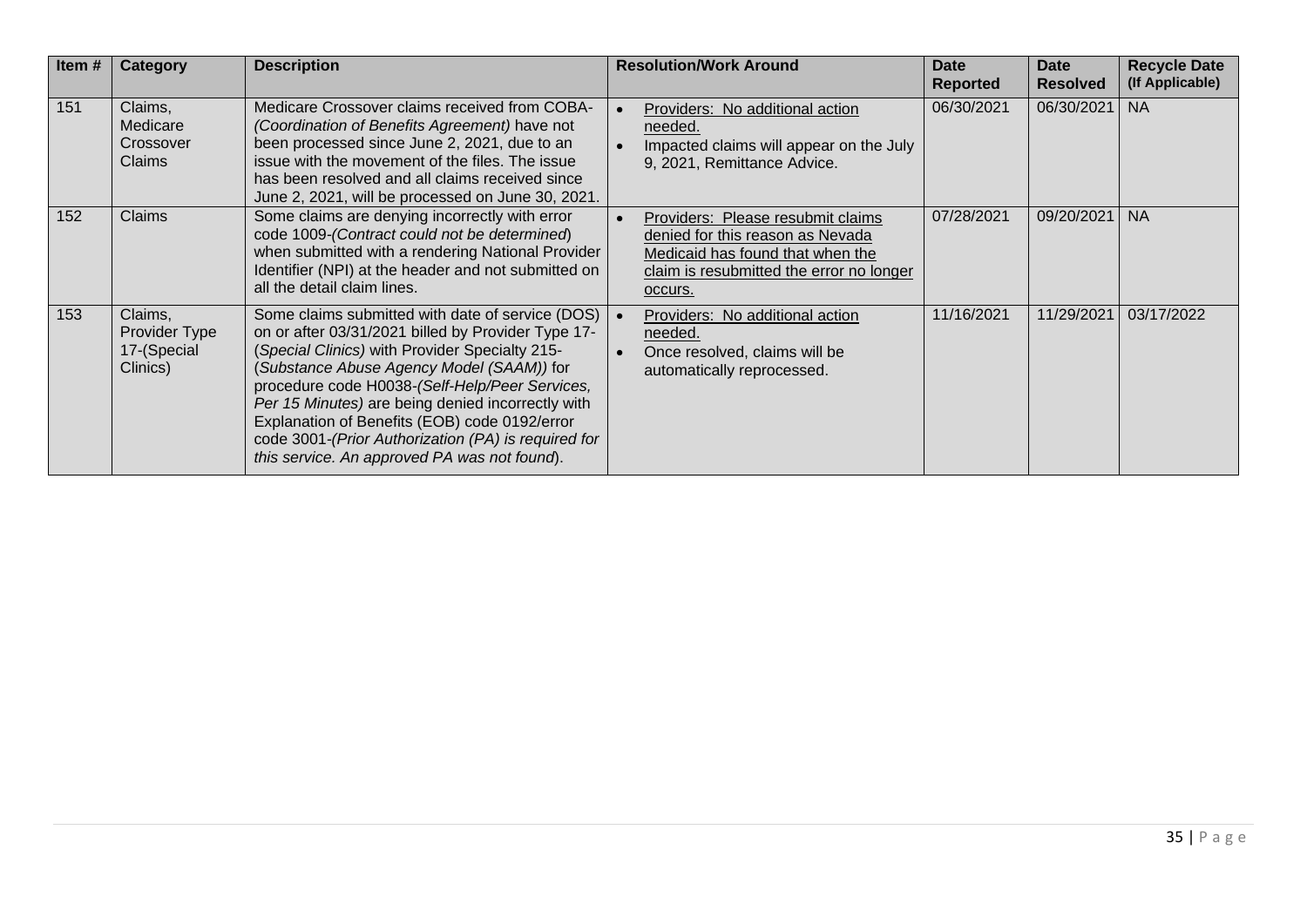| Item # | Category | Description | Resolution/Work Around | Date Reported | Date Resolved | Recycle Date (If Applicable) |
|---|---|---|---|---|---|---|
| 151 | Claims, Medicare Crossover Claims | Medicare Crossover claims received from COBA-*(Coordination of Benefits Agreement)* have not been processed since June 2, 2021, due to an issue with the movement of the files. The issue has been resolved and all claims received since June 2, 2021, will be processed on June 30, 2021. | • Providers: No additional action needed.<br>• Impacted claims will appear on the July 9, 2021, Remittance Advice. | 06/30/2021 | 06/30/2021 | NA |
| 152 | Claims | Some claims are denying incorrectly with error code 1009-*(Contract could not be determined)* when submitted with a rendering National Provider Identifier (NPI) at the header and not submitted on all the detail claim lines. | • Providers: Please resubmit claims denied for this reason as Nevada Medicaid has found that when the claim is resubmitted the error no longer occurs. | 07/28/2021 | 09/20/2021 | NA |
| 153 | Claims, Provider Type 17-(Special Clinics) | Some claims submitted with date of service (DOS) on or after 03/31/2021 billed by Provider Type 17-(*Special Clinics)* with Provider Specialty 215-(*Substance Abuse Agency Model (SAAM))* for procedure code H0038-*(Self-Help/Peer Services, Per 15 Minutes)* are being denied incorrectly with Explanation of Benefits (EOB) code 0192/error code 3001-*(Prior Authorization (PA) is required for this service. An approved PA was not found)*. | • Providers: No additional action needed.<br>• Once resolved, claims will be automatically reprocessed. | 11/16/2021 | 11/29/2021 | 03/17/2022 |